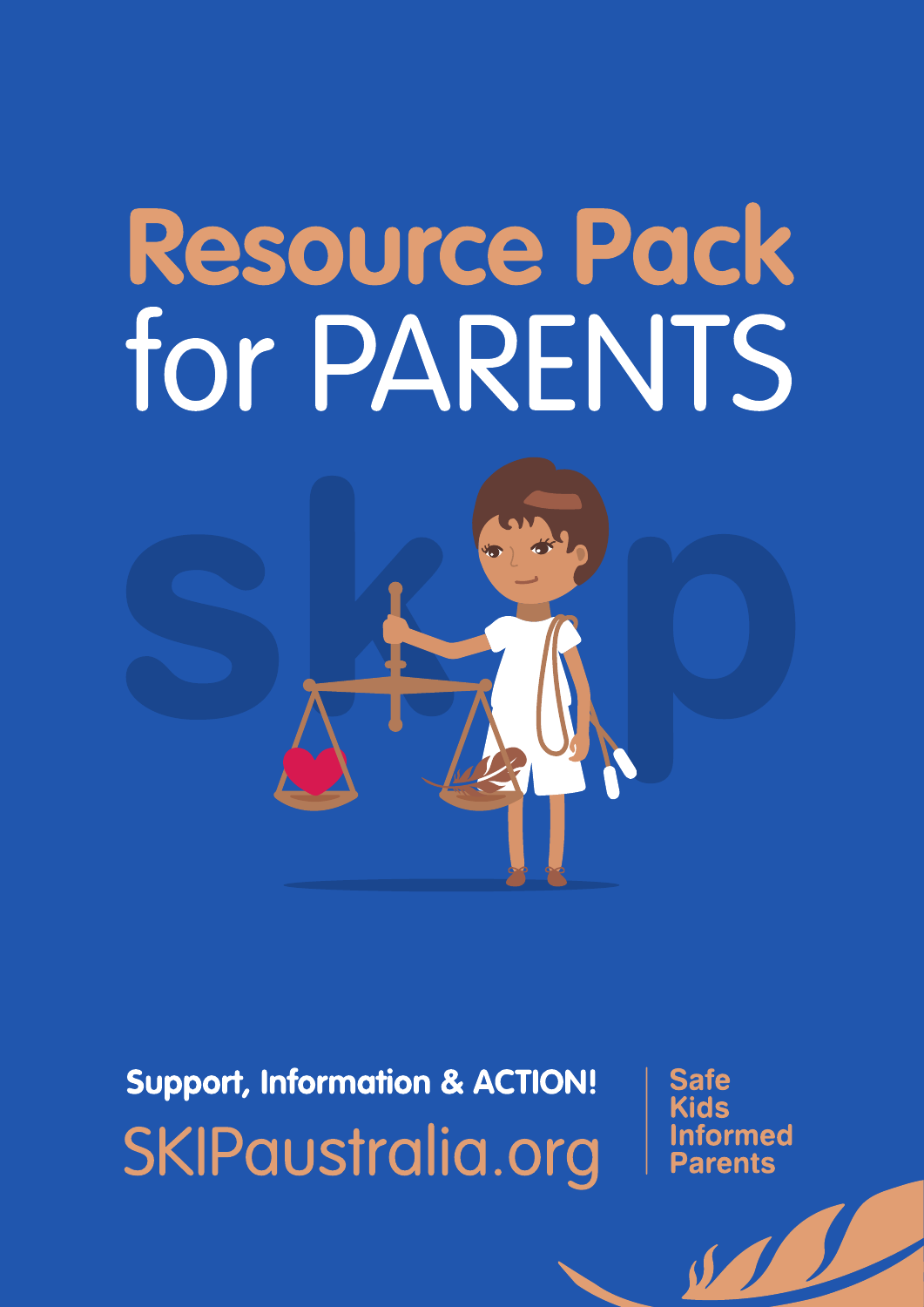# Resource Pack for PARENTS

skip

**Support, Information & ACTION!**

SKIPaustralia.org

Safe
Kids
Informed
Parents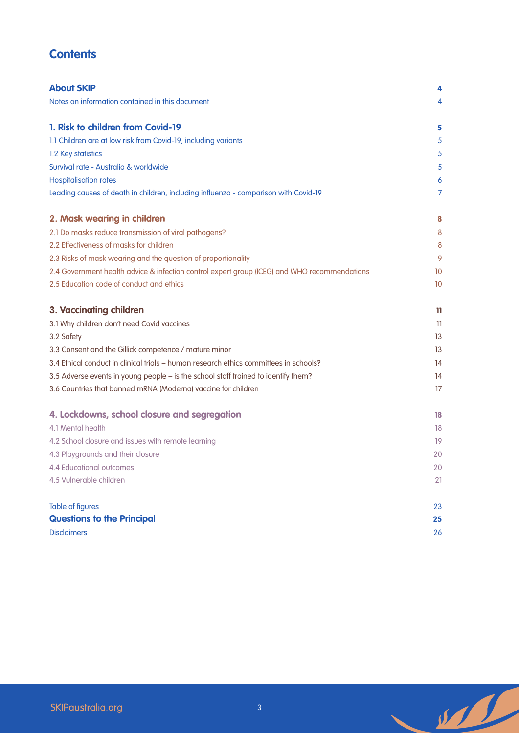# Contents

| | |
|---|---|
| **About SKIP** | **4** |
| Notes on information contained in this document | 4 |
| **1. Risk to children from Covid-19** | **5** |
| 1.1 Children are at low risk from Covid-19, including variants | 5 |
| 1.2 Key statistics | 5 |
| Survival rate - Australia & worldwide | 5 |
| Hospitalisation rates | 6 |
| Leading causes of death in children, including influenza - comparison with Covid-19 | 7 |
| **2. Mask wearing in children** | **8** |
| 2.1 Do masks reduce transmission of viral pathogens? | 8 |
| 2.2 Effectiveness of masks for children | 8 |
| 2.3 Risks of mask wearing and the question of proportionality | 9 |
| 2.4 Government health advice & infection control expert group (ICEG) and WHO recommendations | 10 |
| 2.5 Education code of conduct and ethics | 10 |
| **3. Vaccinating children** | **11** |
| 3.1 Why children don't need Covid vaccines | 11 |
| 3.2 Safety | 13 |
| 3.3 Consent and the Gillick competence / mature minor | 13 |
| 3.4 Ethical conduct in clinical trials – human research ethics committees in schools? | 14 |
| 3.5 Adverse events in young people – is the school staff trained to identify them? | 14 |
| 3.6 Countries that banned mRNA (Moderna) vaccine for children | 17 |
| **4. Lockdowns, school closure and segregation** | **18** |
| 4.1 Mental health | 18 |
| 4.2 School closure and issues with remote learning | 19 |
| 4.3 Playgrounds and their closure | 20 |
| 4.4 Educational outcomes | 20 |
| 4.5 Vulnerable children | 21 |
| Table of figures | 23 |
| **Questions to the Principal** | **25** |
| Disclaimers | 26 |

SKIPaustralia.org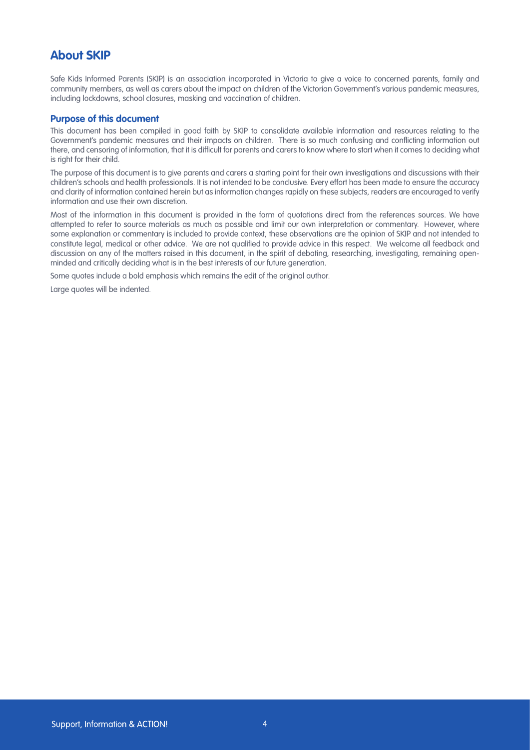## About SKIP

Safe Kids Informed Parents (SKIP) is an association incorporated in Victoria to give a voice to concerned parents, family and community members, as well as carers about the impact on children of the Victorian Government's various pandemic measures, including lockdowns, school closures, masking and vaccination of children.

### Purpose of this document

This document has been compiled in good faith by SKIP to consolidate available information and resources relating to the Government's pandemic measures and their impacts on children. There is so much confusing and conflicting information out there, and censoring of information, that it is difficult for parents and carers to know where to start when it comes to deciding what is right for their child.

The purpose of this document is to give parents and carers a starting point for their own investigations and discussions with their children's schools and health professionals. It is not intended to be conclusive. Every effort has been made to ensure the accuracy and clarity of information contained herein but as information changes rapidly on these subjects, readers are encouraged to verify information and use their own discretion.

Most of the information in this document is provided in the form of quotations direct from the references sources. We have attempted to refer to source materials as much as possible and limit our own interpretation or commentary. However, where some explanation or commentary is included to provide context, these observations are the opinion of SKIP and not intended to constitute legal, medical or other advice. We are not qualified to provide advice in this respect. We welcome all feedback and discussion on any of the matters raised in this document, in the spirit of debating, researching, investigating, remaining open-minded and critically deciding what is in the best interests of our future generation.

Some quotes include a bold emphasis which remains the edit of the original author.

Large quotes will be indented.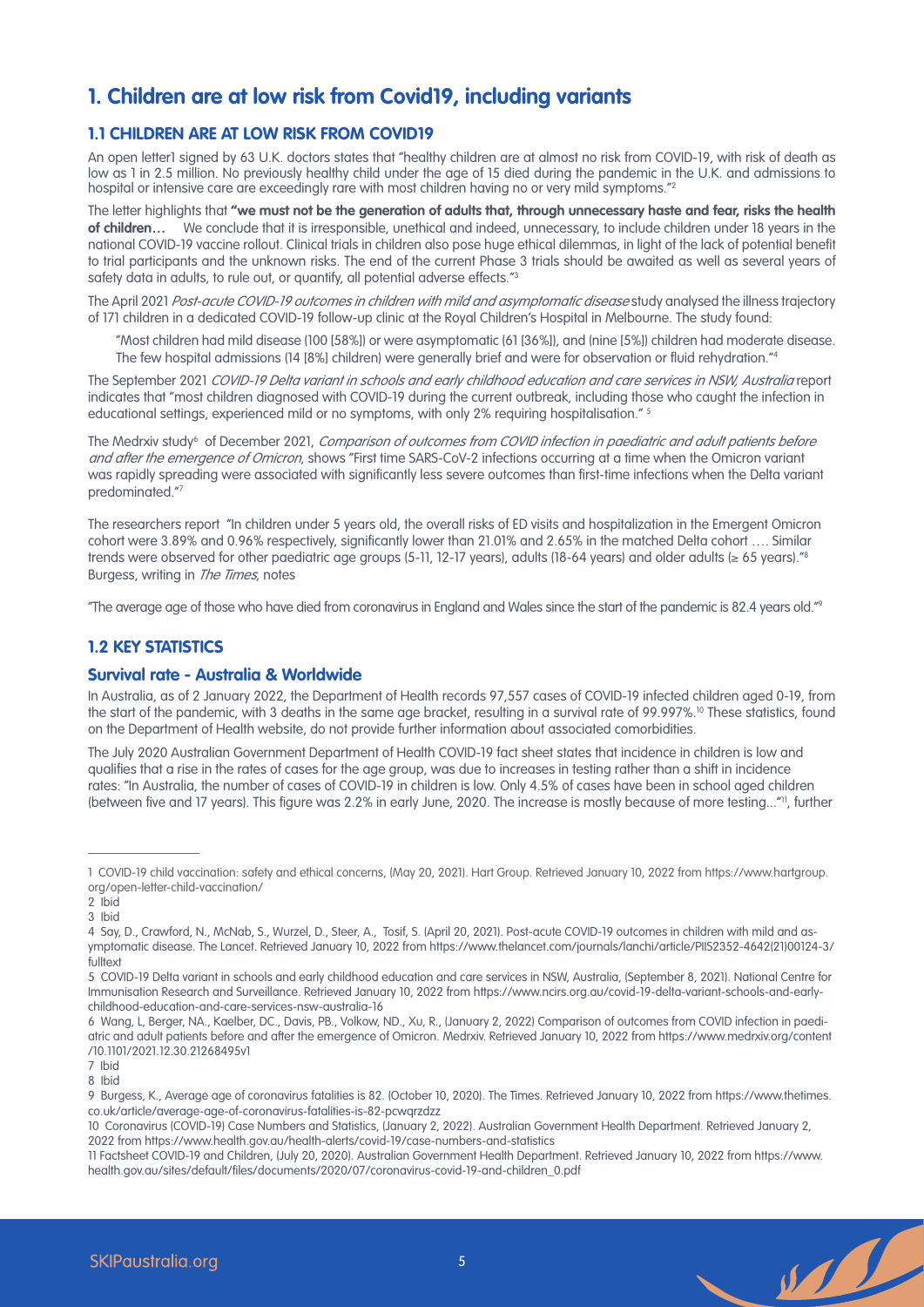# 1. Children are at low risk from Covid19, including variants

## 1.1 CHILDREN ARE AT LOW RISK FROM COVID19

An open letter1 signed by 63 U.K. doctors states that "healthy children are at almost no risk from COVID-19, with risk of death as low as 1 in 2.5 million. No previously healthy child under the age of 15 died during the pandemic in the U.K. and admissions to hospital or intensive care are exceedingly rare with most children having no or very mild symptoms."[2]

The letter highlights that **"we must not be the generation of adults that, through unnecessary haste and fear, risks the health of children…** We conclude that it is irresponsible, unethical and indeed, unnecessary, to include children under 18 years in the national COVID-19 vaccine rollout. Clinical trials in children also pose huge ethical dilemmas, in light of the lack of potential benefit to trial participants and the unknown risks. The end of the current Phase 3 trials should be awaited as well as several years of safety data in adults, to rule out, or quantify, all potential adverse effects."[3]

The April 2021 *Post-acute COVID-19 outcomes in children with mild and asymptomatic disease* study analysed the illness trajectory of 171 children in a dedicated COVID-19 follow-up clinic at the Royal Children's Hospital in Melbourne. The study found:

> "Most children had mild disease (100 [58%]) or were asymptomatic (61 [36%]), and (nine [5%]) children had moderate disease. The few hospital admissions (14 [8%] children) were generally brief and were for observation or fluid rehydration."[4]

The September 2021 *COVID-19 Delta variant in schools and early childhood education and care services in NSW, Australia* report indicates that "most children diagnosed with COVID-19 during the current outbreak, including those who caught the infection in educational settings, experienced mild or no symptoms, with only 2% requiring hospitalisation." [5]

The Medrxiv study[6] of December 2021, *Comparison of outcomes from COVID infection in paediatric and adult patients before and after the emergence of Omicron*, shows "First time SARS-CoV-2 infections occurring at a time when the Omicron variant was rapidly spreading were associated with significantly less severe outcomes than first-time infections when the Delta variant predominated."[7]

The researchers report "In children under 5 years old, the overall risks of ED visits and hospitalization in the Emergent Omicron cohort were 3.89% and 0.96% respectively, significantly lower than 21.01% and 2.65% in the matched Delta cohort …. Similar trends were observed for other paediatric age groups (5-11, 12-17 years), adults (18-64 years) and older adults (≥ 65 years)."[8] Burgess, writing in *The Times*, notes

"The average age of those who have died from coronavirus in England and Wales since the start of the pandemic is 82.4 years old."[9]

## 1.2 KEY STATISTICS

### Survival rate - Australia & Worldwide

In Australia, as of 2 January 2022, the Department of Health records 97,557 cases of COVID-19 infected children aged 0-19, from the start of the pandemic, with 3 deaths in the same age bracket, resulting in a survival rate of 99.997%.[10] These statistics, found on the Department of Health website, do not provide further information about associated comorbidities.

The July 2020 Australian Government Department of Health COVID-19 fact sheet states that incidence in children is low and qualifies that a rise in the rates of cases for the age group, was due to increases in testing rather than a shift in incidence rates: "In Australia, the number of cases of COVID-19 in children is low. Only 4.5% of cases have been in school aged children (between five and 17 years). This figure was 2.2% in early June, 2020. The increase is mostly because of more testing…"[11], further

---

1 COVID-19 child vaccination: safety and ethical concerns, (May 20, 2021). Hart Group. Retrieved January 10, 2022 from https://www.hartgroup.org/open-letter-child-vaccination/

2 Ibid

3 Ibid

4 Say, D., Crawford, N., McNab, S., Wurzel, D., Steer, A., Tosif, S. (April 20, 2021). Post-acute COVID-19 outcomes in children with mild and asymptomatic disease. The Lancet. Retrieved January 10, 2022 from https://www.thelancet.com/journals/lanchi/article/PIIS2352-4642(21)00124-3/fulltext

5 COVID-19 Delta variant in schools and early childhood education and care services in NSW, Australia, (September 8, 2021). National Centre for Immunisation Research and Surveillance. Retrieved January 10, 2022 from https://www.ncirs.org.au/covid-19-delta-variant-schools-and-early-childhood-education-and-care-services-nsw-australia-16

6 Wang, L, Berger, NA., Kaelber, DC., Davis, PB., Volkow, ND., Xu, R., (January 2, 2022) Comparison of outcomes from COVID infection in paediatric and adult patients before and after the emergence of Omicron. Medrxiv. Retrieved January 10, 2022 from https://www.medrxiv.org/content/10.1101/2021.12.30.21268495v1

7 Ibid

8 Ibid

9 Burgess, K., Average age of coronavirus fatalities is 82. (October 10, 2020). The Times. Retrieved January 10, 2022 from https://www.thetimes.co.uk/article/average-age-of-coronavirus-fatalities-is-82-pcwqrzdzz

10 Coronavirus (COVID-19) Case Numbers and Statistics, (January 2, 2022). Australian Government Health Department. Retrieved January 2, 2022 from https://www.health.gov.au/health-alerts/covid-19/case-numbers-and-statistics

11 Factsheet COVID-19 and Children, (July 20, 2020). Australian Government Health Department. Retrieved January 10, 2022 from https://www.health.gov.au/sites/default/files/documents/2020/07/coronavirus-covid-19-and-children_0.pdf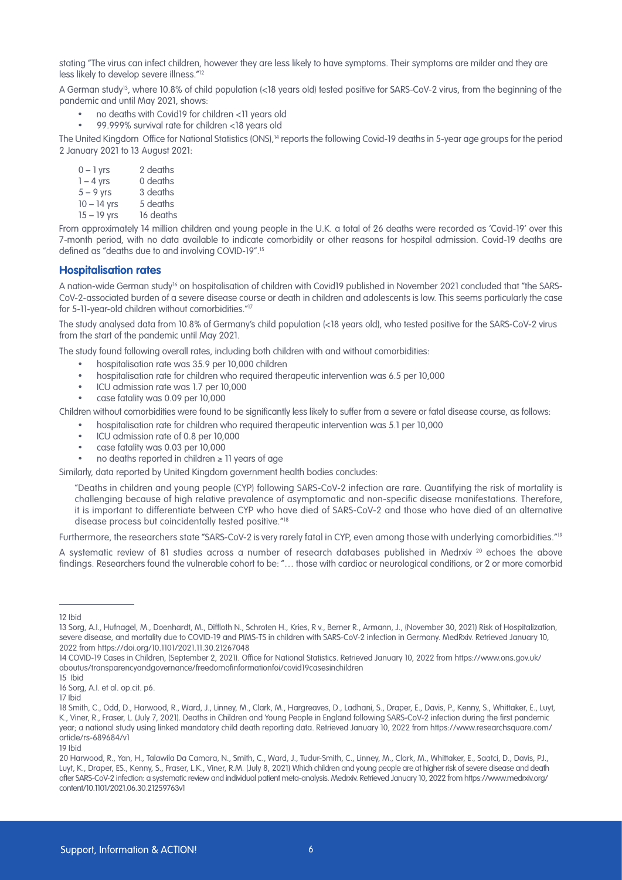stating "The virus can infect children, however they are less likely to have symptoms. Their symptoms are milder and they are less likely to develop severe illness."[12]

A German study[13], where 10.8% of child population (<18 years old) tested positive for SARS-CoV-2 virus, from the beginning of the pandemic and until May 2021, shows:

- no deaths with Covid19 for children <11 years old
- 99.999% survival rate for children <18 years old

The United Kingdom Office for National Statistics (ONS),[14] reports the following Covid-19 deaths in 5-year age groups for the period 2 January 2021 to 13 August 2021:

| | |
|---|---|
| 0 – 1 yrs | 2 deaths |
| 1 – 4 yrs | 0 deaths |
| 5 – 9 yrs | 3 deaths |
| 10 – 14 yrs | 5 deaths |
| 15 – 19 yrs | 16 deaths |

From approximately 14 million children and young people in the U.K. a total of 26 deaths were recorded as 'Covid-19' over this 7-month period, with no data available to indicate comorbidity or other reasons for hospital admission. Covid-19 deaths are defined as "deaths due to and involving COVID-19".[15]

## Hospitalisation rates

A nation-wide German study[16] on hospitalisation of children with Covid19 published in November 2021 concluded that "the SARS-CoV-2-associated burden of a severe disease course or death in children and adolescents is low. This seems particularly the case for 5-11-year-old children without comorbidities."[17]

The study analysed data from 10.8% of Germany's child population (<18 years old), who tested positive for the SARS-CoV-2 virus from the start of the pandemic until May 2021.

The study found following overall rates, including both children with and without comorbidities:

- hospitalisation rate was 35.9 per 10,000 children
- hospitalisation rate for children who required therapeutic intervention was 6.5 per 10,000
- ICU admission rate was 1.7 per 10,000
- case fatality was 0.09 per 10,000

Children without comorbidities were found to be significantly less likely to suffer from a severe or fatal disease course, as follows:

- hospitalisation rate for children who required therapeutic intervention was 5.1 per 10,000
- ICU admission rate of 0.8 per 10,000
- case fatality was 0.03 per 10,000
- no deaths reported in children ≥ 11 years of age

Similarly, data reported by United Kingdom government health bodies concludes:

> "Deaths in children and young people (CYP) following SARS-CoV-2 infection are rare. Quantifying the risk of mortality is challenging because of high relative prevalence of asymptomatic and non-specific disease manifestations. Therefore, it is important to differentiate between CYP who have died of SARS-CoV-2 and those who have died of an alternative disease process but coincidentally tested positive."[18]

Furthermore, the researchers state "SARS-CoV-2 is very rarely fatal in CYP, even among those with underlying comorbidities."[19]

A systematic review of 81 studies across a number of research databases published in Medrxiv [20] echoes the above findings. Researchers found the vulnerable cohort to be: "… those with cardiac or neurological conditions, or 2 or more comorbid

---

12 Ibid

13 Sorg, A.I., Hufnagel, M., Doenhardt, M., Diffloth N., Schroten H., Kries, R v., Berner R., Armann, J., (November 30, 2021) Risk of Hospitalization, severe disease, and mortality due to COVID-19 and PIMS-TS in children with SARS-CoV-2 infection in Germany. MedRxiv. Retrieved January 10, 2022 from https://doi.org/10.1101/2021.11.30.21267048

14 COVID-19 Cases in Children, (September 2, 2021). Office for National Statistics. Retrieved January 10, 2022 from https://www.ons.gov.uk/aboutus/transparencyandgovernance/freedomofinformationfoi/covid19casesinchildren

15 Ibid

16 Sorg, A.I. et al. op.cit. p6.

17 Ibid

18 Smith, C., Odd, D., Harwood, R., Ward, J., Linney, M., Clark, M., Hargreaves, D., Ladhani, S., Draper, E., Davis, P., Kenny, S., Whittaker, E., Luyt, K., Viner, R., Fraser, L. (July 7, 2021). Deaths in Children and Young People in England following SARS-CoV-2 infection during the first pandemic year; a national study using linked mandatory child death reporting data. Retrieved January 10, 2022 from https://www.researchsquare.com/article/rs-689684/v1

19 Ibid

20 Harwood, R., Yan, H., Talawila Da Camara, N., Smith, C., Ward, J., Tudur-Smith, C., Linney, M., Clark, M., Whittaker, E., Saatci, D., Davis, P.J., Luyt, K., Draper, ES., Kenny, S., Fraser, L.K., Viner, R.M. (July 8, 2021) Which children and young people are at higher risk of severe disease and death after SARS-CoV-2 infection: a systematic review and individual patient meta-analysis. Medrxiv. Retrieved January 10, 2022 from https://www.medrxiv.org/content/10.1101/2021.06.30.21259763v1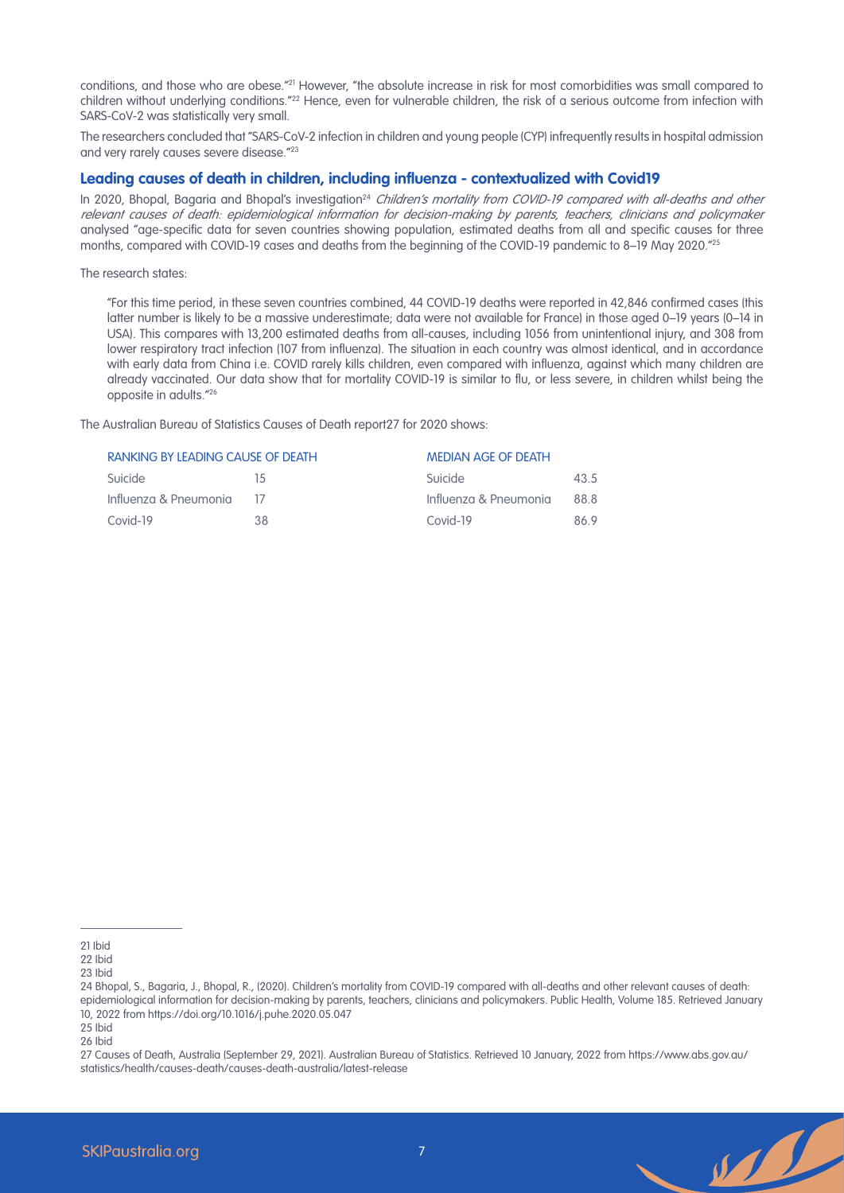conditions, and those who are obese."[21] However, "the absolute increase in risk for most comorbidities was small compared to children without underlying conditions."[22] Hence, even for vulnerable children, the risk of a serious outcome from infection with SARS-CoV-2 was statistically very small.

The researchers concluded that "SARS-CoV-2 infection in children and young people (CYP) infrequently results in hospital admission and very rarely causes severe disease."[23]

## Leading causes of death in children, including influenza - contextualized with Covid19

In 2020, Bhopal, Bagaria and Bhopal's investigation[24] *Children's mortality from COVID-19 compared with all-deaths and other relevant causes of death: epidemiological information for decision-making by parents, teachers, clinicians and policymaker* analysed "age-specific data for seven countries showing population, estimated deaths from all and specific causes for three months, compared with COVID-19 cases and deaths from the beginning of the COVID-19 pandemic to 8–19 May 2020."[25]

The research states:

> "For this time period, in these seven countries combined, 44 COVID-19 deaths were reported in 42,846 confirmed cases (this latter number is likely to be a massive underestimate; data were not available for France) in those aged 0–19 years (0–14 in USA). This compares with 13,200 estimated deaths from all-causes, including 1056 from unintentional injury, and 308 from lower respiratory tract infection (107 from influenza). The situation in each country was almost identical, and in accordance with early data from China i.e. COVID rarely kills children, even compared with influenza, against which many children are already vaccinated. Our data show that for mortality COVID-19 is similar to flu, or less severe, in children whilst being the opposite in adults."[26]

The Australian Bureau of Statistics Causes of Death report27 for 2020 shows:

| RANKING BY LEADING CAUSE OF DEATH | |
|---|---|
| Suicide | 15 |
| Influenza & Pneumonia | 17 |
| Covid-19 | 38 |

| MEDIAN AGE OF DEATH | |
|---|---|
| Suicide | 43.5 |
| Influenza & Pneumonia | 88.8 |
| Covid-19 | 86.9 |

---

21 Ibid

22 Ibid

23 Ibid

24 Bhopal, S., Bagaria, J., Bhopal, R., (2020). Children's mortality from COVID-19 compared with all-deaths and other relevant causes of death: epidemiological information for decision-making by parents, teachers, clinicians and policymakers. Public Health, Volume 185. Retrieved January 10, 2022 from https://doi.org/10.1016/j.puhe.2020.05.047

25 Ibid

26 Ibid

27 Causes of Death, Australia (September 29, 2021). Australian Bureau of Statistics. Retrieved 10 January, 2022 from https://www.abs.gov.au/statistics/health/causes-death/causes-death-australia/latest-release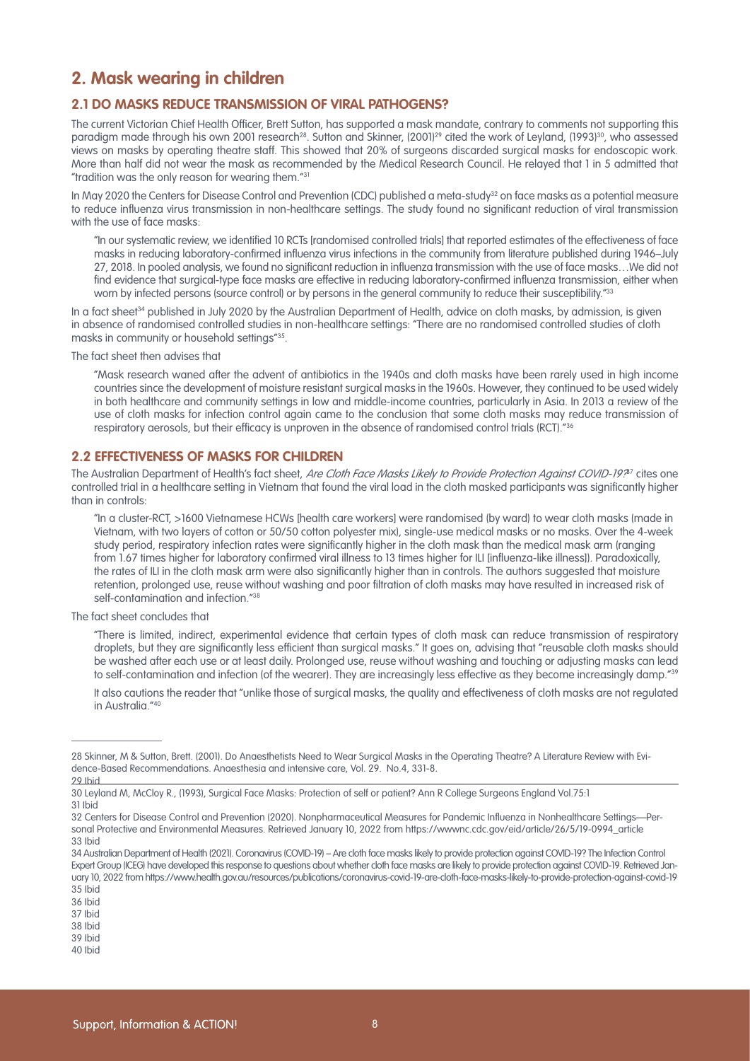## 2. Mask wearing in children

### 2.1 DO MASKS REDUCE TRANSMISSION OF VIRAL PATHOGENS?

The current Victorian Chief Health Officer, Brett Sutton, has supported a mask mandate, contrary to comments not supporting this paradigm made through his own 2001 research[28]. Sutton and Skinner, (2001)[29] cited the work of Leyland, (1993)[30], who assessed views on masks by operating theatre staff. This showed that 20% of surgeons discarded surgical masks for endoscopic work. More than half did not wear the mask as recommended by the Medical Research Council. He relayed that 1 in 5 admitted that "tradition was the only reason for wearing them."[31]

In May 2020 the Centers for Disease Control and Prevention (CDC) published a meta-study[32] on face masks as a potential measure to reduce influenza virus transmission in non-healthcare settings. The study found no significant reduction of viral transmission with the use of face masks:

> "In our systematic review, we identified 10 RCTs [randomised controlled trials] that reported estimates of the effectiveness of face masks in reducing laboratory-confirmed influenza virus infections in the community from literature published during 1946–July 27, 2018. In pooled analysis, we found no significant reduction in influenza transmission with the use of face masks…We did not find evidence that surgical-type face masks are effective in reducing laboratory-confirmed influenza transmission, either when worn by infected persons (source control) or by persons in the general community to reduce their susceptibility."[33]

In a fact sheet[34] published in July 2020 by the Australian Department of Health, advice on cloth masks, by admission, is given in absence of randomised controlled studies in non-healthcare settings: "There are no randomised controlled studies of cloth masks in community or household settings"[35].

The fact sheet then advises that

> "Mask research waned after the advent of antibiotics in the 1940s and cloth masks have been rarely used in high income countries since the development of moisture resistant surgical masks in the 1960s. However, they continued to be used widely in both healthcare and community settings in low and middle-income countries, particularly in Asia. In 2013 a review of the use of cloth masks for infection control again came to the conclusion that some cloth masks may reduce transmission of respiratory aerosols, but their efficacy is unproven in the absence of randomised control trials (RCT)."[36]

### 2.2 EFFECTIVENESS OF MASKS FOR CHILDREN

The Australian Department of Health's fact sheet, *Are Cloth Face Masks Likely to Provide Protection Against COVID-19?*[37] cites one controlled trial in a healthcare setting in Vietnam that found the viral load in the cloth masked participants was significantly higher than in controls:

> "In a cluster-RCT, >1600 Vietnamese HCWs [health care workers] were randomised (by ward) to wear cloth masks (made in Vietnam, with two layers of cotton or 50/50 cotton polyester mix), single-use medical masks or no masks. Over the 4-week study period, respiratory infection rates were significantly higher in the cloth mask than the medical mask arm (ranging from 1.67 times higher for laboratory confirmed viral illness to 13 times higher for ILI [influenza-like illness]). Paradoxically, the rates of ILI in the cloth mask arm were also significantly higher than in controls. The authors suggested that moisture retention, prolonged use, reuse without washing and poor filtration of cloth masks may have resulted in increased risk of self-contamination and infection."[38]

The fact sheet concludes that

> "There is limited, indirect, experimental evidence that certain types of cloth mask can reduce transmission of respiratory droplets, but they are significantly less efficient than surgical masks." It goes on, advising that "reusable cloth masks should be washed after each use or at least daily. Prolonged use, reuse without washing and touching or adjusting masks can lead to self-contamination and infection (of the wearer). They are increasingly less effective as they become increasingly damp."[39]
>
> It also cautions the reader that "unlike those of surgical masks, the quality and effectiveness of cloth masks are not regulated in Australia."[40]

---

28 Skinner, M & Sutton, Brett. (2001). Do Anaesthetists Need to Wear Surgical Masks in the Operating Theatre? A Literature Review with Evidence-Based Recommendations. Anaesthesia and intensive care, Vol. 29. No.4, 331-8.

29 Ibid

30 Leyland M, McCloy R., (1993), Surgical Face Masks: Protection of self or patient? Ann R College Surgeons England Vol.75:1

31 Ibid

32 Centers for Disease Control and Prevention (2020). Nonpharmaceutical Measures for Pandemic Influenza in Nonhealthcare Settings—Personal Protective and Environmental Measures. Retrieved January 10, 2022 from https://wwwnc.cdc.gov/eid/article/26/5/19-0994_article

33 Ibid

34 Australian Department of Health (2021). Coronavirus (COVID-19) – Are cloth face masks likely to provide protection against COVID-19? The Infection Control Expert Group (ICEG) have developed this response to questions about whether cloth face masks are likely to provide protection against COVID-19. Retrieved January 10, 2022 from https://www.health.gov.au/resources/publications/coronavirus-covid-19-are-cloth-face-masks-likely-to-provide-protection-against-covid-19

35 Ibid

36 Ibid

37 Ibid

38 Ibid

39 Ibid

40 Ibid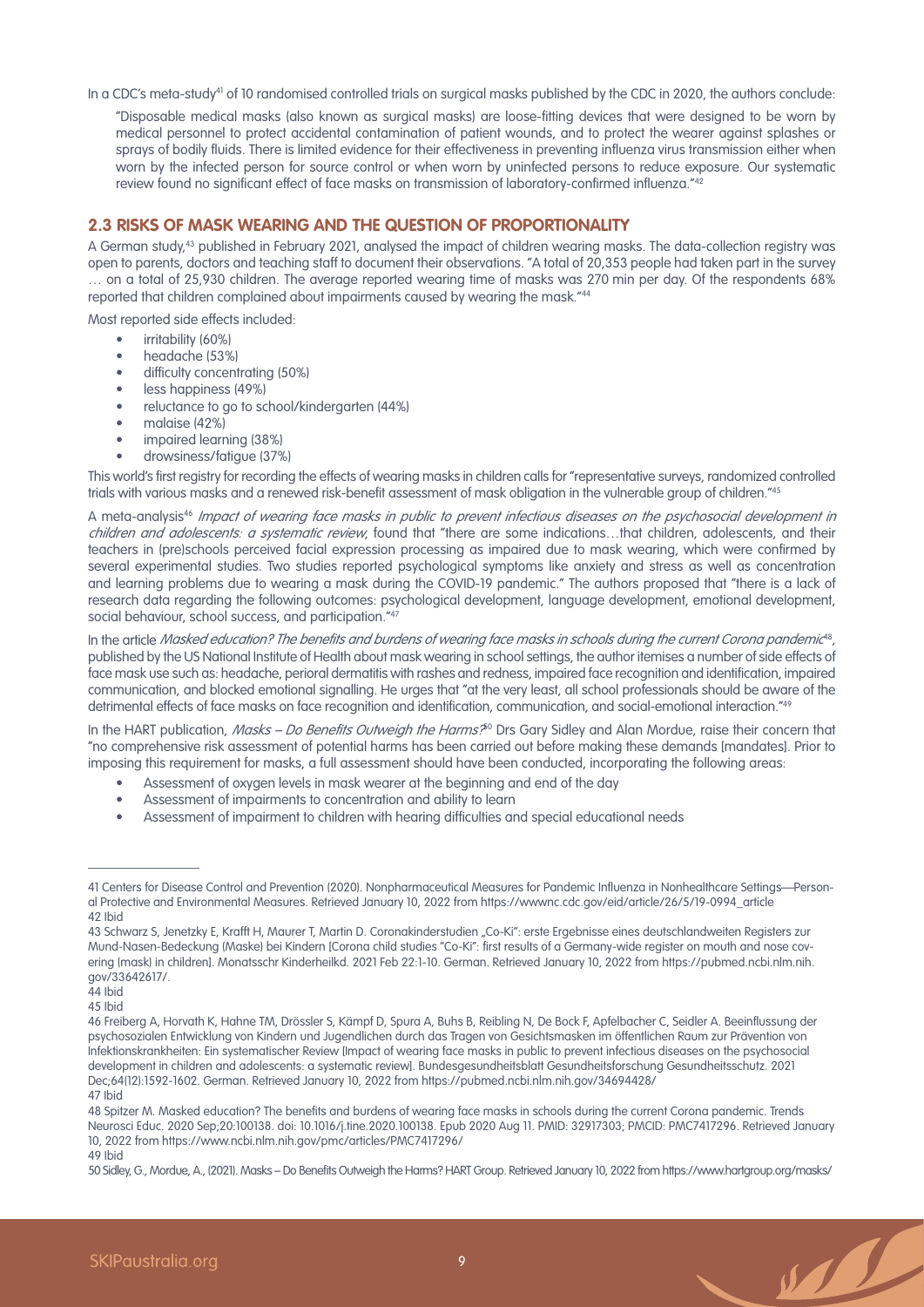In a CDC's meta-study[41] of 10 randomised controlled trials on surgical masks published by the CDC in 2020, the authors conclude:

> "Disposable medical masks (also known as surgical masks) are loose-fitting devices that were designed to be worn by medical personnel to protect accidental contamination of patient wounds, and to protect the wearer against splashes or sprays of bodily fluids. There is limited evidence for their effectiveness in preventing influenza virus transmission either when worn by the infected person for source control or when worn by uninfected persons to reduce exposure. Our systematic review found no significant effect of face masks on transmission of laboratory-confirmed influenza."[42]

## 2.3 RISKS OF MASK WEARING AND THE QUESTION OF PROPORTIONALITY

A German study,[43] published in February 2021, analysed the impact of children wearing masks. The data-collection registry was open to parents, doctors and teaching staff to document their observations. "A total of 20,353 people had taken part in the survey … on a total of 25,930 children. The average reported wearing time of masks was 270 min per day. Of the respondents 68% reported that children complained about impairments caused by wearing the mask."[44]

Most reported side effects included:

- irritability (60%)
- headache (53%)
- difficulty concentrating (50%)
- less happiness (49%)
- reluctance to go to school/kindergarten (44%)
- malaise (42%)
- impaired learning (38%)
- drowsiness/fatigue (37%)

This world's first registry for recording the effects of wearing masks in children calls for "representative surveys, randomized controlled trials with various masks and a renewed risk-benefit assessment of mask obligation in the vulnerable group of children."[45]

A meta-analysis[46] *Impact of wearing face masks in public to prevent infectious diseases on the psychosocial development in children and adolescents: a systematic review,* found that "there are some indications…that children, adolescents, and their teachers in (pre)schools perceived facial expression processing as impaired due to mask wearing, which were confirmed by several experimental studies. Two studies reported psychological symptoms like anxiety and stress as well as concentration and learning problems due to wearing a mask during the COVID-19 pandemic." The authors proposed that "there is a lack of research data regarding the following outcomes: psychological development, language development, emotional development, social behaviour, school success, and participation."[47]

In the article *Masked education? The benefits and burdens of wearing face masks in schools during the current Corona pandemic*[48], published by the US National Institute of Health about mask wearing in school settings, the author itemises a number of side effects of face mask use such as: headache, perioral dermatitis with rashes and redness, impaired face recognition and identification, impaired communication, and blocked emotional signalling. He urges that "at the very least, all school professionals should be aware of the detrimental effects of face masks on face recognition and identification, communication, and social-emotional interaction."[49]

In the HART publication, *Masks – Do Benefits Outweigh the Harms?*[50] Drs Gary Sidley and Alan Mordue, raise their concern that "no comprehensive risk assessment of potential harms has been carried out before making these demands [mandates]. Prior to imposing this requirement for masks, a full assessment should have been conducted, incorporating the following areas:

- Assessment of oxygen levels in mask wearer at the beginning and end of the day
- Assessment of impairments to concentration and ability to learn
- Assessment of impairment to children with hearing difficulties and special educational needs

---

41 Centers for Disease Control and Prevention (2020). Nonpharmaceutical Measures for Pandemic Influenza in Nonhealthcare Settings—Personal Protective and Environmental Measures. Retrieved January 10, 2022 from https://wwwnc.cdc.gov/eid/article/26/5/19-0994_article

42 Ibid

43 Schwarz S, Jenetzky E, Krafft H, Maurer T, Martin D. Coronakinderstudien „Co-Ki": erste Ergebnisse eines deutschlandweiten Registers zur Mund-Nasen-Bedeckung (Maske) bei Kindern [Corona child studies "Co-Ki": first results of a Germany-wide register on mouth and nose covering (mask) in children]. Monatsschr Kinderheilkd. 2021 Feb 22:1-10. German. Retrieved January 10, 2022 from https://pubmed.ncbi.nlm.nih.gov/33642617/.

44 Ibid

45 Ibid

46 Freiberg A, Horvath K, Hahne TM, Drössler S, Kämpf D, Spura A, Buhs B, Reibling N, De Bock F, Apfelbacher C, Seidler A. Beeinflussung der psychosozialen Entwicklung von Kindern und Jugendlichen durch das Tragen von Gesichtsmasken im öffentlichen Raum zur Prävention von Infektionskrankheiten: Ein systematischer Review [Impact of wearing face masks in public to prevent infectious diseases on the psychosocial development in children and adolescents: a systematic review]. Bundesgesundheitsblatt Gesundheitsforschung Gesundheitsschutz. 2021 Dec;64(12):1592-1602. German. Retrieved January 10, 2022 from https://pubmed.ncbi.nlm.nih.gov/34694428/

47 Ibid

48 Spitzer M. Masked education? The benefits and burdens of wearing face masks in schools during the current Corona pandemic. Trends Neurosci Educ. 2020 Sep;20:100138. doi: 10.1016/j.tine.2020.100138. Epub 2020 Aug 11. PMID: 32917303; PMCID: PMC7417296. Retrieved January 10, 2022 from https://www.ncbi.nlm.nih.gov/pmc/articles/PMC7417296/

49 Ibid

50 Sidley, G., Mordue, A., (2021). Masks – Do Benefits Outweigh the Harms? HART Group. Retrieved January 10, 2022 from https://www.hartgroup.org/masks/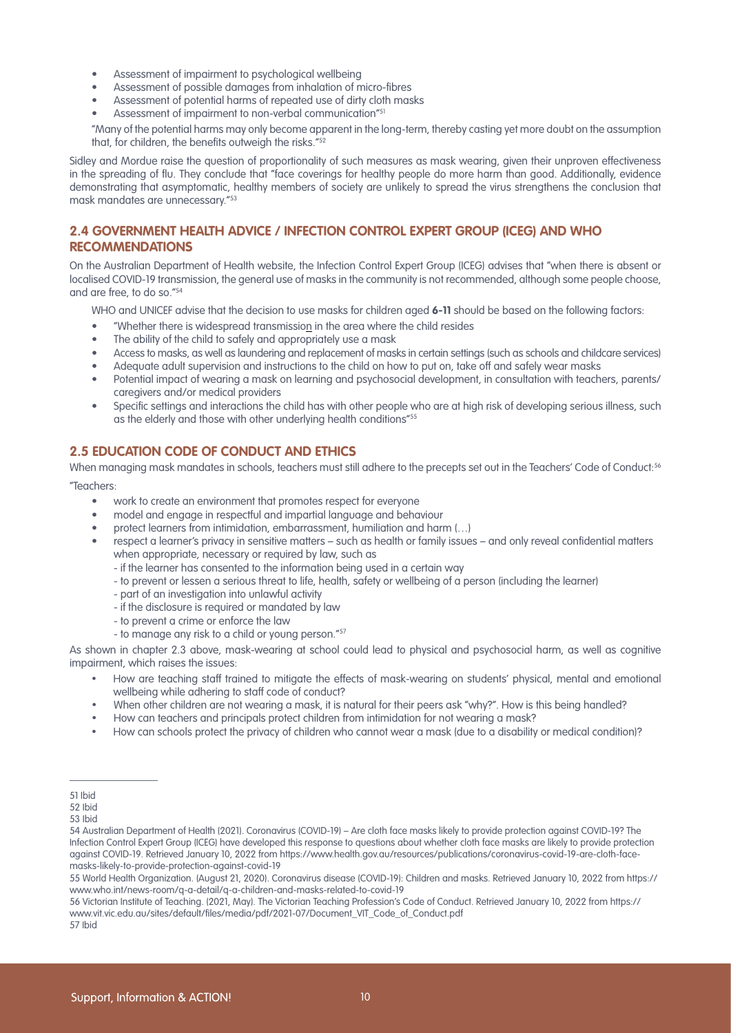- Assessment of impairment to psychological wellbeing
- Assessment of possible damages from inhalation of micro-fibres
- Assessment of potential harms of repeated use of dirty cloth masks
- Assessment of impairment to non-verbal communication"[51]

"Many of the potential harms may only become apparent in the long-term, thereby casting yet more doubt on the assumption that, for children, the benefits outweigh the risks."[52]

Sidley and Mordue raise the question of proportionality of such measures as mask wearing, given their unproven effectiveness in the spreading of flu. They conclude that "face coverings for healthy people do more harm than good. Additionally, evidence demonstrating that asymptomatic, healthy members of society are unlikely to spread the virus strengthens the conclusion that mask mandates are unnecessary."[53]

## 2.4 GOVERNMENT HEALTH ADVICE / INFECTION CONTROL EXPERT GROUP (ICEG) AND WHO RECOMMENDATIONS

On the Australian Department of Health website, the Infection Control Expert Group (ICEG) advises that "when there is absent or localised COVID-19 transmission, the general use of masks in the community is not recommended, although some people choose, and are free, to do so."[54]

WHO and UNICEF advise that the decision to use masks for children aged **6-11** should be based on the following factors:

- "Whether there is widespread transmission in the area where the child resides
- The ability of the child to safely and appropriately use a mask
- Access to masks, as well as laundering and replacement of masks in certain settings (such as schools and childcare services)
- Adequate adult supervision and instructions to the child on how to put on, take off and safely wear masks
- Potential impact of wearing a mask on learning and psychosocial development, in consultation with teachers, parents/caregivers and/or medical providers
- Specific settings and interactions the child has with other people who are at high risk of developing serious illness, such as the elderly and those with other underlying health conditions"[55]

## 2.5 EDUCATION CODE OF CONDUCT AND ETHICS

When managing mask mandates in schools, teachers must still adhere to the precepts set out in the Teachers' Code of Conduct:[56]

"Teachers:

- work to create an environment that promotes respect for everyone
- model and engage in respectful and impartial language and behaviour
- protect learners from intimidation, embarrassment, humiliation and harm (…)
- respect a learner's privacy in sensitive matters – such as health or family issues – and only reveal confidential matters when appropriate, necessary or required by law, such as
  - if the learner has consented to the information being used in a certain way
  - to prevent or lessen a serious threat to life, health, safety or wellbeing of a person (including the learner)
  - part of an investigation into unlawful activity
  - if the disclosure is required or mandated by law
  - to prevent a crime or enforce the law
  - to manage any risk to a child or young person."[57]

As shown in chapter 2.3 above, mask-wearing at school could lead to physical and psychosocial harm, as well as cognitive impairment, which raises the issues:

- How are teaching staff trained to mitigate the effects of mask-wearing on students' physical, mental and emotional wellbeing while adhering to staff code of conduct?
- When other children are not wearing a mask, it is natural for their peers ask "why?". How is this being handled?
- How can teachers and principals protect children from intimidation for not wearing a mask?
- How can schools protect the privacy of children who cannot wear a mask (due to a disability or medical condition)?

---

51 Ibid

52 Ibid

53 Ibid

54 Australian Department of Health (2021). Coronavirus (COVID-19) – Are cloth face masks likely to provide protection against COVID-19? The Infection Control Expert Group (ICEG) have developed this response to questions about whether cloth face masks are likely to provide protection against COVID-19. Retrieved January 10, 2022 from https://www.health.gov.au/resources/publications/coronavirus-covid-19-are-cloth-face-masks-likely-to-provide-protection-against-covid-19

55 World Health Organization. (August 21, 2020). Coronavirus disease (COVID-19): Children and masks. Retrieved January 10, 2022 from https://www.who.int/news-room/q-a-detail/q-a-children-and-masks-related-to-covid-19

56 Victorian Institute of Teaching. (2021, May). The Victorian Teaching Profession's Code of Conduct. Retrieved January 10, 2022 from https://www.vit.vic.edu.au/sites/default/files/media/pdf/2021-07/Document_VIT_Code_of_Conduct.pdf

57 Ibid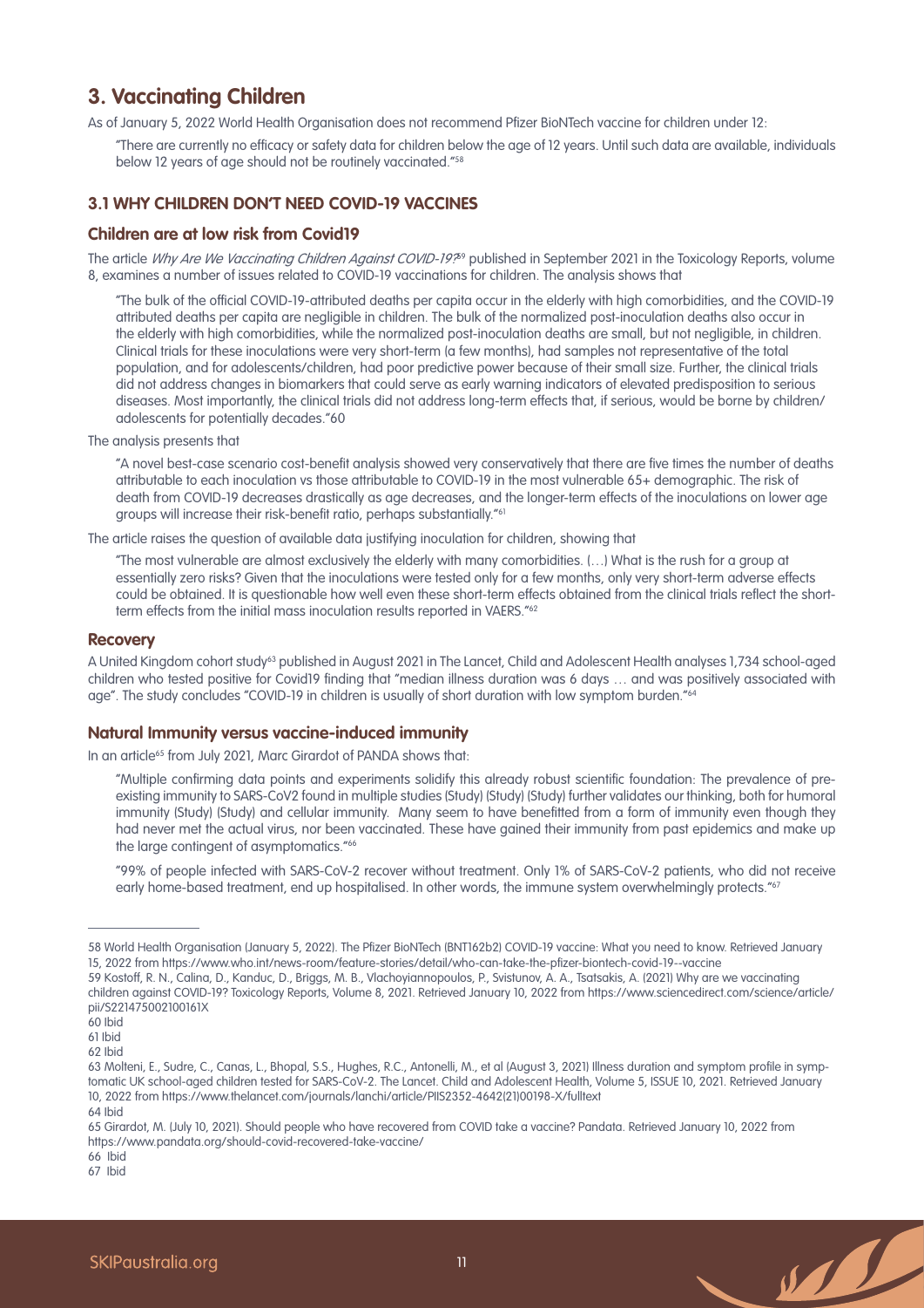## 3. Vaccinating Children

As of January 5, 2022 World Health Organisation does not recommend Pfizer BioNTech vaccine for children under 12:

> "There are currently no efficacy or safety data for children below the age of 12 years. Until such data are available, individuals below 12 years of age should not be routinely vaccinated."[58]

### 3.1 WHY CHILDREN DON'T NEED COVID-19 VACCINES

#### Children are at low risk from Covid19

The article *Why Are We Vaccinating Children Against COVID-19?*[59] published in September 2021 in the Toxicology Reports, volume 8, examines a number of issues related to COVID-19 vaccinations for children. The analysis shows that

> "The bulk of the official COVID-19-attributed deaths per capita occur in the elderly with high comorbidities, and the COVID-19 attributed deaths per capita are negligible in children. The bulk of the normalized post-inoculation deaths also occur in the elderly with high comorbidities, while the normalized post-inoculation deaths are small, but not negligible, in children. Clinical trials for these inoculations were very short-term (a few months), had samples not representative of the total population, and for adolescents/children, had poor predictive power because of their small size. Further, the clinical trials did not address changes in biomarkers that could serve as early warning indicators of elevated predisposition to serious diseases. Most importantly, the clinical trials did not address long-term effects that, if serious, would be borne by children/adolescents for potentially decades."60

The analysis presents that

> "A novel best-case scenario cost-benefit analysis showed very conservatively that there are five times the number of deaths attributable to each inoculation vs those attributable to COVID-19 in the most vulnerable 65+ demographic. The risk of death from COVID-19 decreases drastically as age decreases, and the longer-term effects of the inoculations on lower age groups will increase their risk-benefit ratio, perhaps substantially."[61]

The article raises the question of available data justifying inoculation for children, showing that

> "The most vulnerable are almost exclusively the elderly with many comorbidities. (…) What is the rush for a group at essentially zero risks? Given that the inoculations were tested only for a few months, only very short-term adverse effects could be obtained. It is questionable how well even these short-term effects obtained from the clinical trials reflect the short-term effects from the initial mass inoculation results reported in VAERS."[62]

#### Recovery

A United Kingdom cohort study[63] published in August 2021 in The Lancet, Child and Adolescent Health analyses 1,734 school-aged children who tested positive for Covid19 finding that "median illness duration was 6 days … and was positively associated with age". The study concludes "COVID-19 in children is usually of short duration with low symptom burden."[64]

#### Natural Immunity versus vaccine-induced immunity

In an article[65] from July 2021, Marc Girardot of PANDA shows that:

> "Multiple confirming data points and experiments solidify this already robust scientific foundation: The prevalence of pre-existing immunity to SARS-CoV2 found in multiple studies (Study) (Study) (Study) further validates our thinking, both for humoral immunity (Study) (Study) and cellular immunity. Many seem to have benefitted from a form of immunity even though they had never met the actual virus, nor been vaccinated. These have gained their immunity from past epidemics and make up the large contingent of asymptomatics."[66]

> "99% of people infected with SARS-CoV-2 recover without treatment. Only 1% of SARS-CoV-2 patients, who did not receive early home-based treatment, end up hospitalised. In other words, the immune system overwhelmingly protects."[67]

---

58 World Health Organisation (January 5, 2022). The Pfizer BioNTech (BNT162b2) COVID-19 vaccine: What you need to know. Retrieved January 15, 2022 from https://www.who.int/news-room/feature-stories/detail/who-can-take-the-pfizer-biontech-covid-19--vaccine

59 Kostoff, R. N., Calina, D., Kanduc, D., Briggs, M. B., Vlachoyiannopoulos, P., Svistunov, A. A., Tsatsakis, A. (2021) Why are we vaccinating children against COVID-19? Toxicology Reports, Volume 8, 2021. Retrieved January 10, 2022 from https://www.sciencedirect.com/science/article/pii/S221475002100161X

60 Ibid

61 Ibid

62 Ibid

63 Molteni, E., Sudre, C., Canas, L., Bhopal, S.S., Hughes, R.C., Antonelli, M., et al (August 3, 2021) Illness duration and symptom profile in symptomatic UK school-aged children tested for SARS-CoV-2. The Lancet. Child and Adolescent Health, Volume 5, ISSUE 10, 2021. Retrieved January 10, 2022 from https://www.thelancet.com/journals/lanchi/article/PIIS2352-4642(21)00198-X/fulltext

64 Ibid

65 Girardot, M. (July 10, 2021). Should people who have recovered from COVID take a vaccine? Pandata. Retrieved January 10, 2022 from https://www.pandata.org/should-covid-recovered-take-vaccine/

66 Ibid

67 Ibid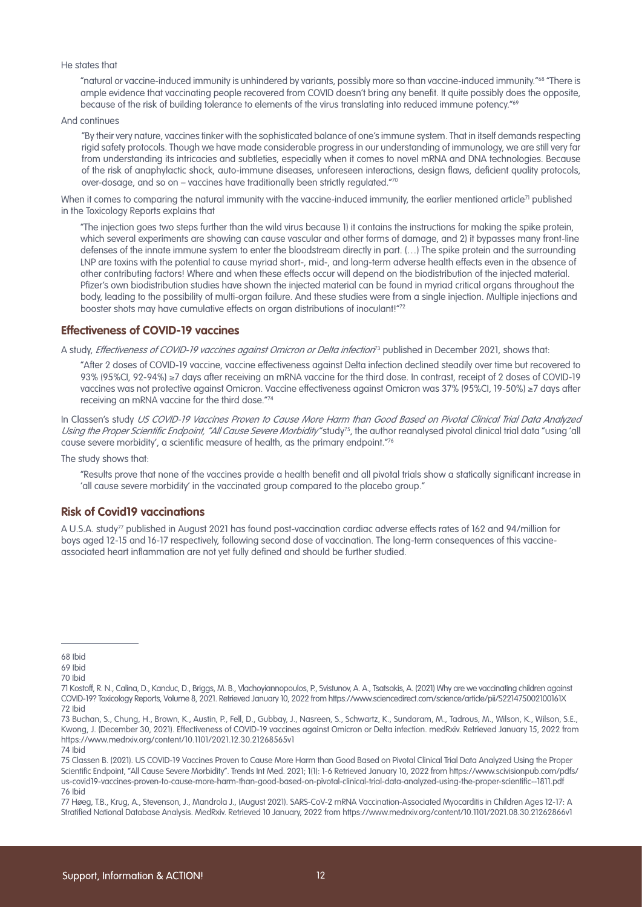He states that

> "natural or vaccine-induced immunity is unhindered by variants, possibly more so than vaccine-induced immunity."[68] "There is ample evidence that vaccinating people recovered from COVID doesn't bring any benefit. It quite possibly does the opposite, because of the risk of building tolerance to elements of the virus translating into reduced immune potency."[69]

And continues

> "By their very nature, vaccines tinker with the sophisticated balance of one's immune system. That in itself demands respecting rigid safety protocols. Though we have made considerable progress in our understanding of immunology, we are still very far from understanding its intricacies and subtleties, especially when it comes to novel mRNA and DNA technologies. Because of the risk of anaphylactic shock, auto-immune diseases, unforeseen interactions, design flaws, deficient quality protocols, over-dosage, and so on – vaccines have traditionally been strictly regulated."[70]

When it comes to comparing the natural immunity with the vaccine-induced immunity, the earlier mentioned article[71] published in the Toxicology Reports explains that

> "The injection goes two steps further than the wild virus because 1) it contains the instructions for making the spike protein, which several experiments are showing can cause vascular and other forms of damage, and 2) it bypasses many front-line defenses of the innate immune system to enter the bloodstream directly in part. (…) The spike protein and the surrounding LNP are toxins with the potential to cause myriad short-, mid-, and long-term adverse health effects even in the absence of other contributing factors! Where and when these effects occur will depend on the biodistribution of the injected material. Pfizer's own biodistribution studies have shown the injected material can be found in myriad critical organs throughout the body, leading to the possibility of multi-organ failure. And these studies were from a single injection. Multiple injections and booster shots may have cumulative effects on organ distributions of inoculant!"[72]

## Effectiveness of COVID-19 vaccines

A study, *Effectiveness of COVID-19 vaccines against Omicron or Delta infection*[73] published in December 2021, shows that:

> "After 2 doses of COVID-19 vaccine, vaccine effectiveness against Delta infection declined steadily over time but recovered to 93% (95%CI, 92-94%) ≥7 days after receiving an mRNA vaccine for the third dose. In contrast, receipt of 2 doses of COVID-19 vaccines was not protective against Omicron. Vaccine effectiveness against Omicron was 37% (95%CI, 19-50%) ≥7 days after receiving an mRNA vaccine for the third dose."[74]

In Classen's study *US COVID-19 Vaccines Proven to Cause More Harm than Good Based on Pivotal Clinical Trial Data Analyzed Using the Proper Scientific Endpoint, "All Cause Severe Morbidity"* study[75], the author reanalysed pivotal clinical trial data "using 'all cause severe morbidity', a scientific measure of health, as the primary endpoint."[76]

The study shows that:

> "Results prove that none of the vaccines provide a health benefit and all pivotal trials show a statically significant increase in 'all cause severe morbidity' in the vaccinated group compared to the placebo group."

## Risk of Covid19 vaccinations

A U.S.A. study[77] published in August 2021 has found post-vaccination cardiac adverse effects rates of 162 and 94/million for boys aged 12-15 and 16-17 respectively, following second dose of vaccination. The long-term consequences of this vaccine-associated heart inflammation are not yet fully defined and should be further studied.

---

68 Ibid

69 Ibid

70 Ibid

71 Kostoff, R. N., Calina, D., Kanduc, D., Briggs, M. B., Vlachoyiannopoulos, P., Svistunov, A. A., Tsatsakis, A. (2021) Why are we vaccinating children against COVID-19? Toxicology Reports, Volume 8, 2021. Retrieved January 10, 2022 from https://www.sciencedirect.com/science/article/pii/S221475002100161X

72 Ibid

73 Buchan, S., Chung, H., Brown, K., Austin, P., Fell, D., Gubbay, J., Nasreen, S., Schwartz, K., Sundaram, M., Tadrous, M., Wilson, K., Wilson, S.E., Kwong, J. (December 30, 2021). Effectiveness of COVID-19 vaccines against Omicron or Delta infection. medRxiv. Retrieved January 15, 2022 from https://www.medrxiv.org/content/10.1101/2021.12.30.21268565v1

74 Ibid

75 Classen B. (2021). US COVID-19 Vaccines Proven to Cause More Harm than Good Based on Pivotal Clinical Trial Data Analyzed Using the Proper Scientific Endpoint, "All Cause Severe Morbidity". Trends Int Med. 2021; 1(1): 1-6 Retrieved January 10, 2022 from https://www.scivisionpub.com/pdfs/us-covid19-vaccines-proven-to-cause-more-harm-than-good-based-on-pivotal-clinical-trial-data-analyzed-using-the-proper-scientific--1811.pdf

76 Ibid

77 Høeg, T.B., Krug, A., Stevenson, J., Mandrola J., (August 2021). SARS-CoV-2 mRNA Vaccination-Associated Myocarditis in Children Ages 12-17: A Stratified National Database Analysis. MedRxiv. Retrieved 10 January, 2022 from https://www.medrxiv.org/content/10.1101/2021.08.30.21262866v1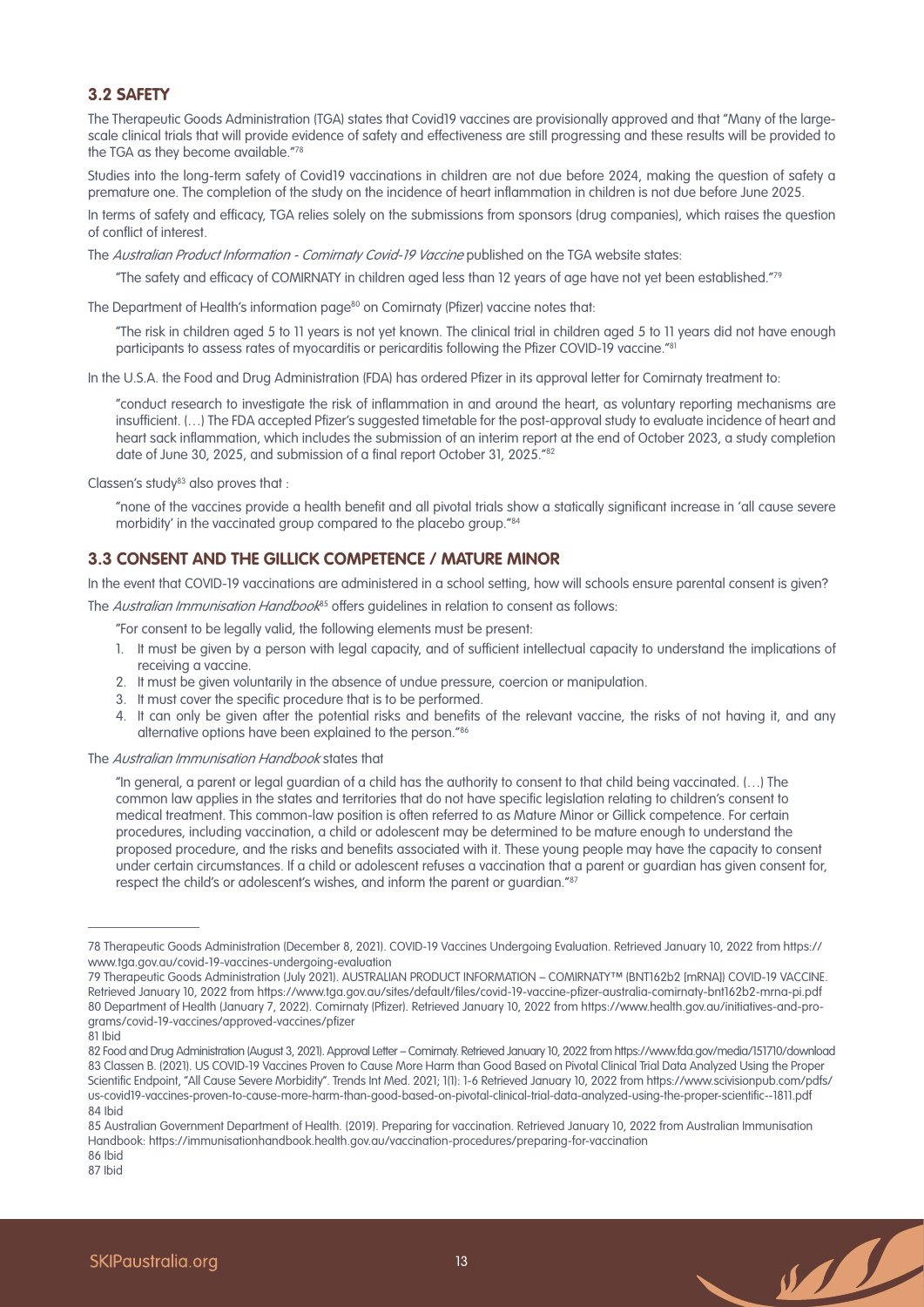### 3.2 SAFETY

The Therapeutic Goods Administration (TGA) states that Covid19 vaccines are provisionally approved and that "Many of the large-scale clinical trials that will provide evidence of safety and effectiveness are still progressing and these results will be provided to the TGA as they become available."[78]

Studies into the long-term safety of Covid19 vaccinations in children are not due before 2024, making the question of safety a premature one. The completion of the study on the incidence of heart inflammation in children is not due before June 2025.

In terms of safety and efficacy, TGA relies solely on the submissions from sponsors (drug companies), which raises the question of conflict of interest.

The *Australian Product Information - Comirnaty Covid-19 Vaccine* published on the TGA website states:

> "The safety and efficacy of COMIRNATY in children aged less than 12 years of age have not yet been established."[79]

The Department of Health's information page[80] on Comirnaty (Pfizer) vaccine notes that:

> "The risk in children aged 5 to 11 years is not yet known. The clinical trial in children aged 5 to 11 years did not have enough participants to assess rates of myocarditis or pericarditis following the Pfizer COVID-19 vaccine."[81]

In the U.S.A. the Food and Drug Administration (FDA) has ordered Pfizer in its approval letter for Comirnaty treatment to:

> "conduct research to investigate the risk of inflammation in and around the heart, as voluntary reporting mechanisms are insufficient. (…) The FDA accepted Pfizer's suggested timetable for the post-approval study to evaluate incidence of heart and heart sack inflammation, which includes the submission of an interim report at the end of October 2023, a study completion date of June 30, 2025, and submission of a final report October 31, 2025."[82]

Classen's study[83] also proves that :

> "none of the vaccines provide a health benefit and all pivotal trials show a statically significant increase in 'all cause severe morbidity' in the vaccinated group compared to the placebo group."[84]

### 3.3 CONSENT AND THE GILLICK COMPETENCE / MATURE MINOR

In the event that COVID-19 vaccinations are administered in a school setting, how will schools ensure parental consent is given?

The *Australian Immunisation Handbook*[85] offers guidelines in relation to consent as follows:

> "For consent to be legally valid, the following elements must be present:
>
> 1. It must be given by a person with legal capacity, and of sufficient intellectual capacity to understand the implications of receiving a vaccine.
> 2. It must be given voluntarily in the absence of undue pressure, coercion or manipulation.
> 3. It must cover the specific procedure that is to be performed.
> 4. It can only be given after the potential risks and benefits of the relevant vaccine, the risks of not having it, and any alternative options have been explained to the person."[86]

The *Australian Immunisation Handbook* states that

> "In general, a parent or legal guardian of a child has the authority to consent to that child being vaccinated. (…) The common law applies in the states and territories that do not have specific legislation relating to children's consent to medical treatment. This common-law position is often referred to as Mature Minor or Gillick competence. For certain procedures, including vaccination, a child or adolescent may be determined to be mature enough to understand the proposed procedure, and the risks and benefits associated with it. These young people may have the capacity to consent under certain circumstances. If a child or adolescent refuses a vaccination that a parent or guardian has given consent for, respect the child's or adolescent's wishes, and inform the parent or guardian."[87]

---

78 Therapeutic Goods Administration (December 8, 2021). COVID-19 Vaccines Undergoing Evaluation. Retrieved January 10, 2022 from https://www.tga.gov.au/covid-19-vaccines-undergoing-evaluation

79 Therapeutic Goods Administration (July 2021). AUSTRALIAN PRODUCT INFORMATION – COMIRNATY™ (BNT162b2 [mRNA]) COVID-19 VACCINE. Retrieved January 10, 2022 from https://www.tga.gov.au/sites/default/files/covid-19-vaccine-pfizer-australia-comirnaty-bnt162b2-mrna-pi.pdf

80 Department of Health (January 7, 2022). Comirnaty (Pfizer). Retrieved January 10, 2022 from https://www.health.gov.au/initiatives-and-programs/covid-19-vaccines/approved-vaccines/pfizer

81 Ibid

82 Food and Drug Administration (August 3, 2021). Approval Letter – Comirnaty. Retrieved January 10, 2022 from https://www.fda.gov/media/151710/download

83 Classen B. (2021). US COVID-19 Vaccines Proven to Cause More Harm than Good Based on Pivotal Clinical Trial Data Analyzed Using the Proper Scientific Endpoint, "All Cause Severe Morbidity". Trends Int Med. 2021; 1(1): 1-6 Retrieved January 10, 2022 from https://www.scivisionpub.com/pdfs/us-covid19-vaccines-proven-to-cause-more-harm-than-good-based-on-pivotal-clinical-trial-data-analyzed-using-the-proper-scientific--1811.pdf

84 Ibid

85 Australian Government Department of Health. (2019). Preparing for vaccination. Retrieved January 10, 2022 from Australian Immunisation Handbook: https://immunisationhandbook.health.gov.au/vaccination-procedures/preparing-for-vaccination

86 Ibid

87 Ibid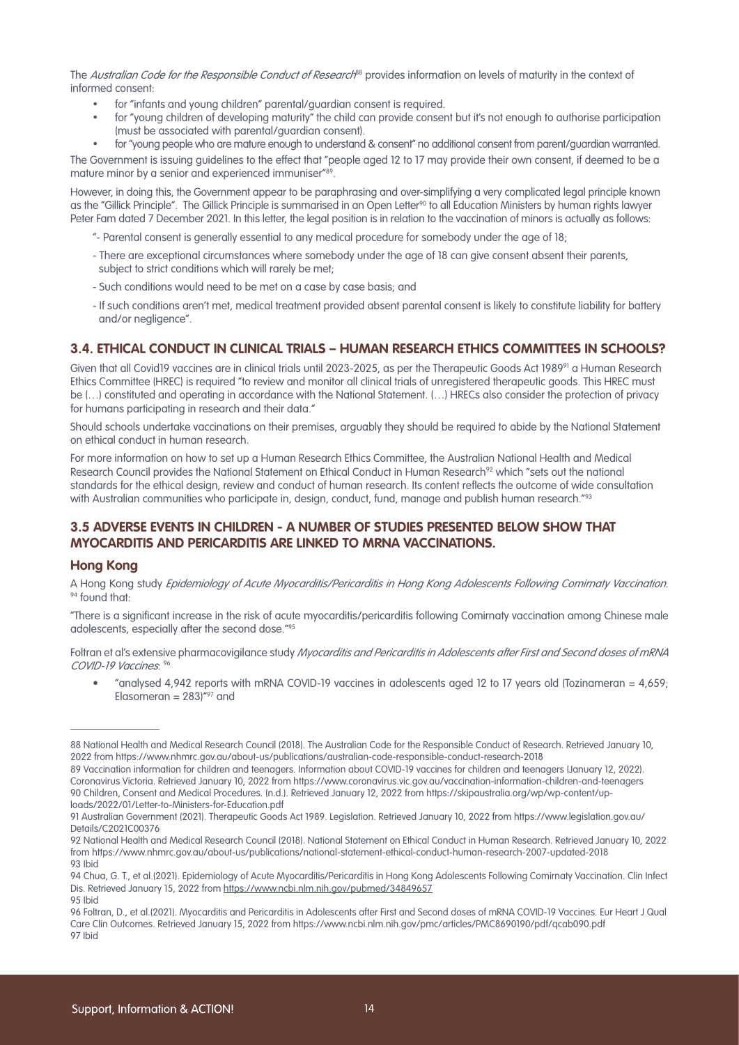The *Australian Code for the Responsible Conduct of Research*[88] provides information on levels of maturity in the context of informed consent:

- for "infants and young children" parental/guardian consent is required.
- for "young children of developing maturity" the child can provide consent but it's not enough to authorise participation (must be associated with parental/guardian consent).
- for "young people who are mature enough to understand & consent" no additional consent from parent/guardian warranted.

The Government is issuing guidelines to the effect that "people aged 12 to 17 may provide their own consent, if deemed to be a mature minor by a senior and experienced immuniser"[89].

However, in doing this, the Government appear to be paraphrasing and over-simplifying a very complicated legal principle known as the "Gillick Principle". The Gillick Principle is summarised in an Open Letter[90] to all Education Ministers by human rights lawyer Peter Fam dated 7 December 2021. In this letter, the legal position is in relation to the vaccination of minors is actually as follows:

"- Parental consent is generally essential to any medical procedure for somebody under the age of 18;

- There are exceptional circumstances where somebody under the age of 18 can give consent absent their parents, subject to strict conditions which will rarely be met;

- Such conditions would need to be met on a case by case basis; and

- If such conditions aren't met, medical treatment provided absent parental consent is likely to constitute liability for battery and/or negligence".

## 3.4. ETHICAL CONDUCT IN CLINICAL TRIALS – HUMAN RESEARCH ETHICS COMMITTEES IN SCHOOLS?

Given that all Covid19 vaccines are in clinical trials until 2023-2025, as per the Therapeutic Goods Act 1989[91] a Human Research Ethics Committee (HREC) is required "to review and monitor all clinical trials of unregistered therapeutic goods. This HREC must be (…) constituted and operating in accordance with the National Statement. (…) HRECs also consider the protection of privacy for humans participating in research and their data."

Should schools undertake vaccinations on their premises, arguably they should be required to abide by the National Statement on ethical conduct in human research.

For more information on how to set up a Human Research Ethics Committee, the Australian National Health and Medical Research Council provides the National Statement on Ethical Conduct in Human Research[92] which "sets out the national standards for the ethical design, review and conduct of human research. Its content reflects the outcome of wide consultation with Australian communities who participate in, design, conduct, fund, manage and publish human research."[93]

## 3.5 ADVERSE EVENTS IN CHILDREN - A NUMBER OF STUDIES PRESENTED BELOW SHOW THAT MYOCARDITIS AND PERICARDITIS ARE LINKED TO MRNA VACCINATIONS.

### Hong Kong

A Hong Kong study *Epidemiology of Acute Myocarditis/Pericarditis in Hong Kong Adolescents Following Comirnaty Vaccination.*[94] found that:

"There is a significant increase in the risk of acute myocarditis/pericarditis following Comirnaty vaccination among Chinese male adolescents, especially after the second dose."[95]

Foltran et al's extensive pharmacovigilance study *Myocarditis and Pericarditis in Adolescents after First and Second doses of mRNA COVID-19 Vaccines*.[96]

- "analysed 4,942 reports with mRNA COVID-19 vaccines in adolescents aged 12 to 17 years old (Tozinameran = 4,659; Elasomeran = 283)"[97] and

---

88 National Health and Medical Research Council (2018). The Australian Code for the Responsible Conduct of Research. Retrieved January 10, 2022 from https://www.nhmrc.gov.au/about-us/publications/australian-code-responsible-conduct-research-2018

89 Vaccination information for children and teenagers. Information about COVID-19 vaccines for children and teenagers (January 12, 2022). Coronavirus Victoria. Retrieved January 10, 2022 from https://www.coronavirus.vic.gov.au/vaccination-information-children-and-teenagers

90 Children, Consent and Medical Procedures. (n.d.). Retrieved January 12, 2022 from https://skipaustralia.org/wp/wp-content/uploads/2022/01/Letter-to-Ministers-for-Education.pdf

91 Australian Government (2021). Therapeutic Goods Act 1989. Legislation. Retrieved January 10, 2022 from https://www.legislation.gov.au/Details/C2021C00376

92 National Health and Medical Research Council (2018). National Statement on Ethical Conduct in Human Research. Retrieved January 10, 2022 from https://www.nhmrc.gov.au/about-us/publications/national-statement-ethical-conduct-human-research-2007-updated-2018

93 Ibid

94 Chua, G. T., et al.(2021). Epidemiology of Acute Myocarditis/Pericarditis in Hong Kong Adolescents Following Comirnaty Vaccination. Clin Infect Dis. Retrieved January 15, 2022 from https://www.ncbi.nlm.nih.gov/pubmed/34849657

95 Ibid

96 Foltran, D., et al.(2021). Myocarditis and Pericarditis in Adolescents after First and Second doses of mRNA COVID-19 Vaccines. Eur Heart J Qual Care Clin Outcomes. Retrieved January 15, 2022 from https://www.ncbi.nlm.nih.gov/pmc/articles/PMC8690190/pdf/qcab090.pdf

97 Ibid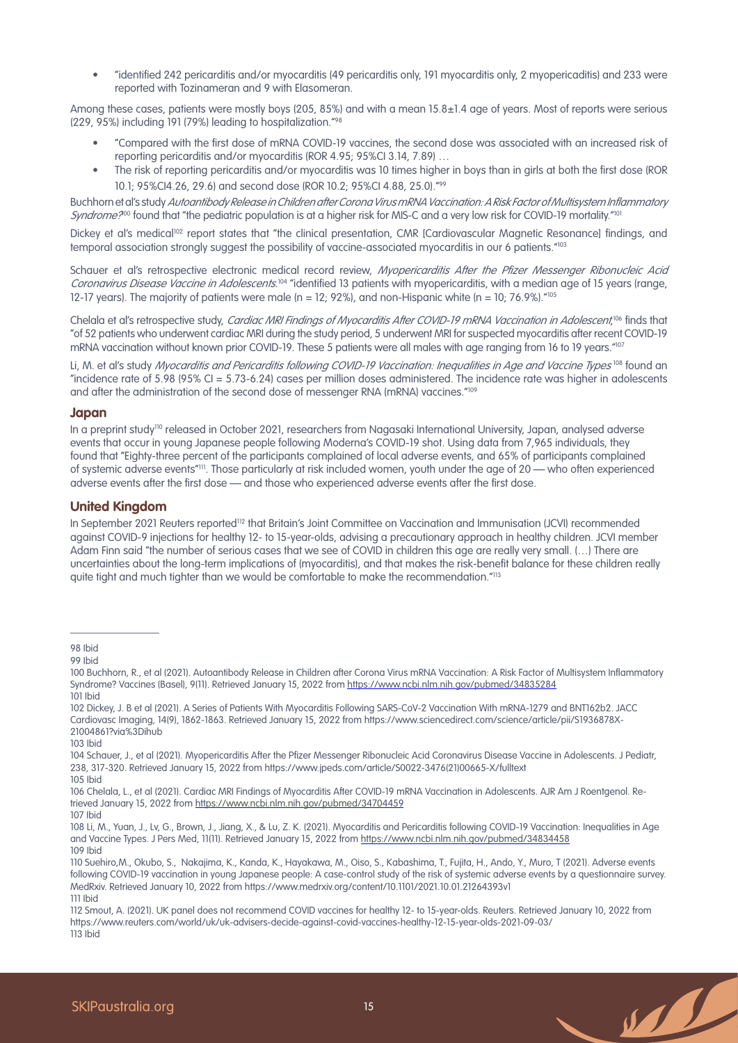- "identified 242 pericarditis and/or myocarditis (49 pericarditis only, 191 myocarditis only, 2 myopericaditis) and 233 were reported with Tozinameran and 9 with Elasomeran.

Among these cases, patients were mostly boys (205, 85%) and with a mean 15.8±1.4 age of years. Most of reports were serious (229, 95%) including 191 (79%) leading to hospitalization."[98]

- "Compared with the first dose of mRNA COVID-19 vaccines, the second dose was associated with an increased risk of reporting pericarditis and/or myocarditis (ROR 4.95; 95%CI 3.14, 7.89) …
- The risk of reporting pericarditis and/or myocarditis was 10 times higher in boys than in girls at both the first dose (ROR 10.1; 95%CI4.26, 29.6) and second dose (ROR 10.2; 95%CI 4.88, 25.0)."[99]

Buchhorn et al's study *Autoantibody Release in Children after Corona Virus mRNA Vaccination: A Risk Factor of Multisystem Inflammatory Syndrome?*[100] found that "the pediatric population is at a higher risk for MIS-C and a very low risk for COVID-19 mortality."[101]

Dickey et al's medical[102] report states that "the clinical presentation, CMR [Cardiovascular Magnetic Resonance] findings, and temporal association strongly suggest the possibility of vaccine-associated myocarditis in our 6 patients."[103]

Schauer et al's retrospective electronic medical record review, *Myopericarditis After the Pfizer Messenger Ribonucleic Acid Coronavirus Disease Vaccine in Adolescents*.[104] "identified 13 patients with myopericarditis, with a median age of 15 years (range, 12-17 years). The majority of patients were male (n = 12; 92%), and non-Hispanic white (n = 10; 76.9%)."[105]

Chelala et al's retrospective study, *Cardiac MRI Findings of Myocarditis After COVID-19 mRNA Vaccination in Adolescent*,[106] finds that "of 52 patients who underwent cardiac MRI during the study period, 5 underwent MRI for suspected myocarditis after recent COVID-19 mRNA vaccination without known prior COVID-19. These 5 patients were all males with age ranging from 16 to 19 years."[107]

Li, M. et al's study *Myocarditis and Pericarditis following COVID-19 Vaccination: Inequalities in Age and Vaccine Types*[108] found an "incidence rate of 5.98 (95% CI = 5.73-6.24) cases per million doses administered. The incidence rate was higher in adolescents and after the administration of the second dose of messenger RNA (mRNA) vaccines."[109]

### Japan

In a preprint study[110] released in October 2021, researchers from Nagasaki International University, Japan, analysed adverse events that occur in young Japanese people following Moderna's COVID-19 shot. Using data from 7,965 individuals, they found that "Eighty-three percent of the participants complained of local adverse events, and 65% of participants complained of systemic adverse events"[111]. Those particularly at risk included women, youth under the age of 20 — who often experienced adverse events after the first dose — and those who experienced adverse events after the first dose.

### United Kingdom

In September 2021 Reuters reported[112] that Britain's Joint Committee on Vaccination and Immunisation (JCVI) recommended against COVID-9 injections for healthy 12- to 15-year-olds, advising a precautionary approach in healthy children. JCVI member Adam Finn said "the number of serious cases that we see of COVID in children this age are really very small. (…) There are uncertainties about the long-term implications of (myocarditis), and that makes the risk-benefit balance for these children really quite tight and much tighter than we would be comfortable to make the recommendation."[113]

---

98 Ibid

99 Ibid

100 Buchhorn, R., et al (2021). Autoantibody Release in Children after Corona Virus mRNA Vaccination: A Risk Factor of Multisystem Inflammatory Syndrome? Vaccines (Basel), 9(11). Retrieved January 15, 2022 from https://www.ncbi.nlm.nih.gov/pubmed/34835284

101 Ibid

102 Dickey, J. B et al (2021). A Series of Patients With Myocarditis Following SARS-CoV-2 Vaccination With mRNA-1279 and BNT162b2. JACC Cardiovasc Imaging, 14(9), 1862-1863. Retrieved January 15, 2022 from https://www.sciencedirect.com/science/article/pii/S1936878X-21004861?via%3Dihub

103 Ibid

104 Schauer, J., et al (2021). Myopericarditis After the Pfizer Messenger Ribonucleic Acid Coronavirus Disease Vaccine in Adolescents. J Pediatr, 238, 317-320. Retrieved January 15, 2022 from https://www.jpeds.com/article/S0022-3476(21)00665-X/fulltext

105 Ibid

106 Chelala, L., et al (2021). Cardiac MRI Findings of Myocarditis After COVID-19 mRNA Vaccination in Adolescents. AJR Am J Roentgenol. Retrieved January 15, 2022 from https://www.ncbi.nlm.nih.gov/pubmed/34704459

107 Ibid

108 Li, M., Yuan, J., Lv, G., Brown, J., Jiang, X., & Lu, Z. K. (2021). Myocarditis and Pericarditis following COVID-19 Vaccination: Inequalities in Age and Vaccine Types. J Pers Med, 11(11). Retrieved January 15, 2022 from https://www.ncbi.nlm.nih.gov/pubmed/34834458

109 Ibid

110 Suehiro,M., Okubo, S., Nakajima, K., Kanda, K., Hayakawa, M., Oiso, S., Kabashima, T., Fujita, H., Ando, Y., Muro, T (2021). Adverse events following COVID-19 vaccination in young Japanese people: A case-control study of the risk of systemic adverse events by a questionnaire survey. MedRxiv. Retrieved January 10, 2022 from https://www.medrxiv.org/content/10.1101/2021.10.01.21264393v1

111 Ibid

112 Smout, A. (2021). UK panel does not recommend COVID vaccines for healthy 12- to 15-year-olds. Reuters. Retrieved January 10, 2022 from https://www.reuters.com/world/uk/uk-advisers-decide-against-covid-vaccines-healthy-12-15-year-olds-2021-09-03/

113 Ibid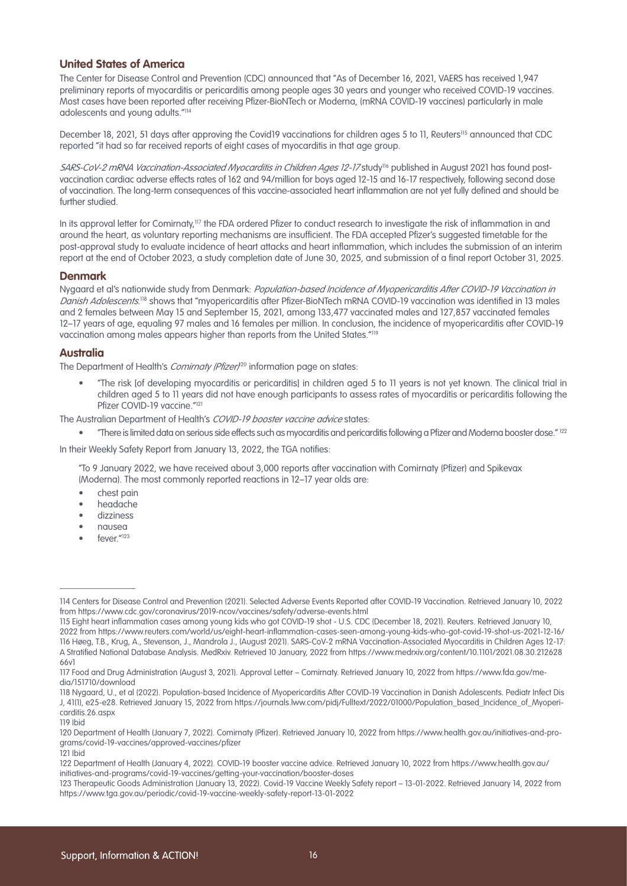## United States of America

The Center for Disease Control and Prevention (CDC) announced that "As of December 16, 2021, VAERS has received 1,947 preliminary reports of myocarditis or pericarditis among people ages 30 years and younger who received COVID-19 vaccines. Most cases have been reported after receiving Pfizer-BioNTech or Moderna, (mRNA COVID-19 vaccines) particularly in male adolescents and young adults."[114]

December 18, 2021, 51 days after approving the Covid19 vaccinations for children ages 5 to 11, Reuters[115] announced that CDC reported "it had so far received reports of eight cases of myocarditis in that age group.

*SARS-CoV-2 mRNA Vaccination-Associated Myocarditis in Children Ages 12-17* study[116] published in August 2021 has found post-vaccination cardiac adverse effects rates of 162 and 94/million for boys aged 12-15 and 16-17 respectively, following second dose of vaccination. The long-term consequences of this vaccine-associated heart inflammation are not yet fully defined and should be further studied.

In its approval letter for Comirnaty,[117] the FDA ordered Pfizer to conduct research to investigate the risk of inflammation in and around the heart, as voluntary reporting mechanisms are insufficient. The FDA accepted Pfizer's suggested timetable for the post-approval study to evaluate incidence of heart attacks and heart inflammation, which includes the submission of an interim report at the end of October 2023, a study completion date of June 30, 2025, and submission of a final report October 31, 2025.

## Denmark

Nygaard et al's nationwide study from Denmark: *Population-based Incidence of Myopericarditis After COVID-19 Vaccination in Danish Adolescents*.[118] shows that "myopericarditis after Pfizer-BioNTech mRNA COVID-19 vaccination was identified in 13 males and 2 females between May 15 and September 15, 2021, among 133,477 vaccinated males and 127,857 vaccinated females 12–17 years of age, equaling 97 males and 16 females per million. In conclusion, the incidence of myopericarditis after COVID-19 vaccination among males appears higher than reports from the United States."[119]

## Australia

The Department of Health's *Comirnaty (Pfizer)*[120] information page on states:

- "The risk [of developing myocarditis or pericarditis] in children aged 5 to 11 years is not yet known. The clinical trial in children aged 5 to 11 years did not have enough participants to assess rates of myocarditis or pericarditis following the Pfizer COVID-19 vaccine."[121]

The Australian Department of Health's *COVID-19 booster vaccine advice* states:

- "There is limited data on serious side effects such as myocarditis and pericarditis following a Pfizer and Moderna booster dose."[122]

In their Weekly Safety Report from January 13, 2022, the TGA notifies:

"To 9 January 2022, we have received about 3,000 reports after vaccination with Comirnaty (Pfizer) and Spikevax (Moderna). The most commonly reported reactions in 12–17 year olds are:

- chest pain
- headache
- dizziness
- nausea
- fever."[123]

---

114 Centers for Disease Control and Prevention (2021). Selected Adverse Events Reported after COVID-19 Vaccination. Retrieved January 10, 2022 from https://www.cdc.gov/coronavirus/2019-ncov/vaccines/safety/adverse-events.html

115 Eight heart inflammation cases among young kids who got COVID-19 shot - U.S. CDC (December 18, 2021). Reuters. Retrieved January 10, 2022 from https://www.reuters.com/world/us/eight-heart-inflammation-cases-seen-among-young-kids-who-got-covid-19-shot-us-2021-12-16/

116 Høeg, T.B., Krug, A., Stevenson, J., Mandrola J., (August 2021). SARS-CoV-2 mRNA Vaccination-Associated Myocarditis in Children Ages 12-17: A Stratified National Database Analysis. MedRxiv. Retrieved 10 January, 2022 from https://www.medrxiv.org/content/10.1101/2021.08.30.21262866v1

117 Food and Drug Administration (August 3, 2021). Approval Letter – Comirnaty. Retrieved January 10, 2022 from https://www.fda.gov/media/151710/download

118 Nygaard, U., et al (2022). Population-based Incidence of Myopericarditis After COVID-19 Vaccination in Danish Adolescents. Pediatr Infect Dis J, 41(1), e25-e28. Retrieved January 15, 2022 from https://journals.lww.com/pidj/Fulltext/2022/01000/Population_based_Incidence_of_Myopericarditis.26.aspx

119 Ibid

120 Department of Health (January 7, 2022). Comirnaty (Pfizer). Retrieved January 10, 2022 from https://www.health.gov.au/initiatives-and-programs/covid-19-vaccines/approved-vaccines/pfizer

121 Ibid

122 Department of Health (January 4, 2022). COVID-19 booster vaccine advice. Retrieved January 10, 2022 from https://www.health.gov.au/initiatives-and-programs/covid-19-vaccines/getting-your-vaccination/booster-doses

123 Therapeutic Goods Administration (January 13, 2022). Covid-19 Vaccine Weekly Safety report – 13-01-2022. Retrieved January 14, 2022 from https://www.tga.gov.au/periodic/covid-19-vaccine-weekly-safety-report-13-01-2022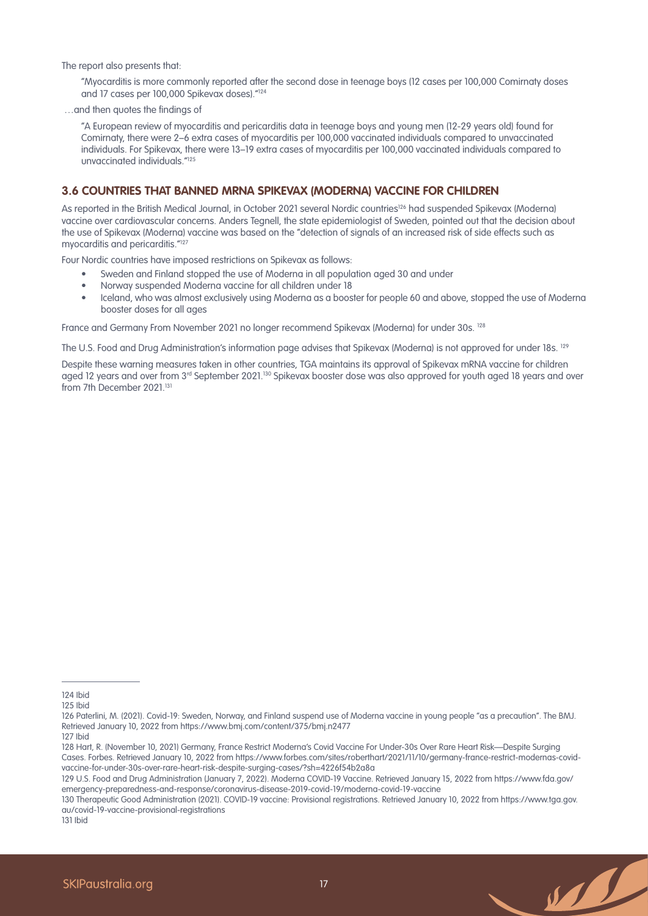The report also presents that:

> "Myocarditis is more commonly reported after the second dose in teenage boys (12 cases per 100,000 Comirnaty doses and 17 cases per 100,000 Spikevax doses)."[124]

…and then quotes the findings of

> "A European review of myocarditis and pericarditis data in teenage boys and young men (12-29 years old) found for Comirnaty, there were 2–6 extra cases of myocarditis per 100,000 vaccinated individuals compared to unvaccinated individuals. For Spikevax, there were 13–19 extra cases of myocarditis per 100,000 vaccinated individuals compared to unvaccinated individuals."[125]

### 3.6 COUNTRIES THAT BANNED MRNA SPIKEVAX (MODERNA) VACCINE FOR CHILDREN

As reported in the British Medical Journal, in October 2021 several Nordic countries[126] had suspended Spikevax (Moderna) vaccine over cardiovascular concerns. Anders Tegnell, the state epidemiologist of Sweden, pointed out that the decision about the use of Spikevax (Moderna) vaccine was based on the "detection of signals of an increased risk of side effects such as myocarditis and pericarditis."[127]

Four Nordic countries have imposed restrictions on Spikevax as follows:

- Sweden and Finland stopped the use of Moderna in all population aged 30 and under
- Norway suspended Moderna vaccine for all children under 18
- Iceland, who was almost exclusively using Moderna as a booster for people 60 and above, stopped the use of Moderna booster doses for all ages

France and Germany From November 2021 no longer recommend Spikevax (Moderna) for under 30s. [128]

The U.S. Food and Drug Administration's information page advises that Spikevax (Moderna) is not approved for under 18s. [129]

Despite these warning measures taken in other countries, TGA maintains its approval of Spikevax mRNA vaccine for children aged 12 years and over from 3rd September 2021.[130] Spikevax booster dose was also approved for youth aged 18 years and over from 7th December 2021.[131]

---

124 Ibid

125 Ibid

126 Paterlini, M. (2021). Covid-19: Sweden, Norway, and Finland suspend use of Moderna vaccine in young people "as a precaution". The BMJ. Retrieved January 10, 2022 from https://www.bmj.com/content/375/bmj.n2477

127 Ibid

128 Hart, R. (November 10, 2021) Germany, France Restrict Moderna's Covid Vaccine For Under-30s Over Rare Heart Risk—Despite Surging Cases. Forbes. Retrieved January 10, 2022 from https://www.forbes.com/sites/roberthart/2021/11/10/germany-france-restrict-modernas-covid-vaccine-for-under-30s-over-rare-heart-risk-despite-surging-cases/?sh=4226f54b2a8a

129 U.S. Food and Drug Administration (January 7, 2022). Moderna COVID-19 Vaccine. Retrieved January 15, 2022 from https://www.fda.gov/emergency-preparedness-and-response/coronavirus-disease-2019-covid-19/moderna-covid-19-vaccine

130 Therapeutic Good Administration (2021). COVID-19 vaccine: Provisional registrations. Retrieved January 10, 2022 from https://www.tga.gov.au/covid-19-vaccine-provisional-registrations

131 Ibid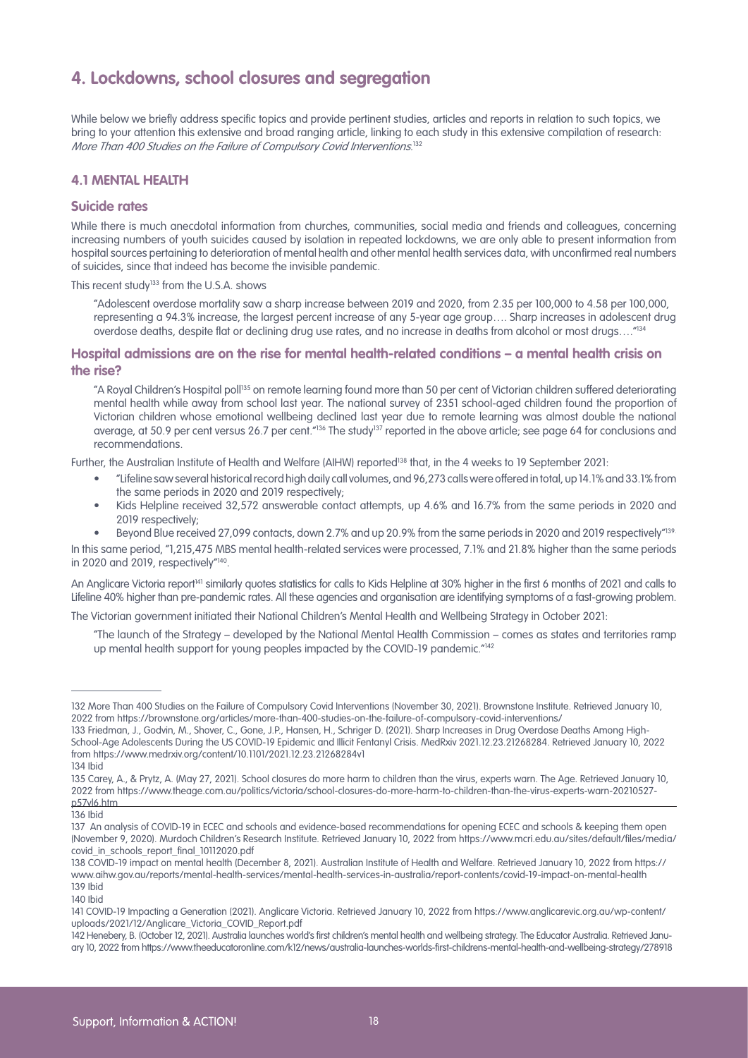## 4. Lockdowns, school closures and segregation

While below we briefly address specific topics and provide pertinent studies, articles and reports in relation to such topics, we bring to your attention this extensive and broad ranging article, linking to each study in this extensive compilation of research: *More Than 400 Studies on the Failure of Compulsory Covid Interventions*.[132]

### 4.1 MENTAL HEALTH

#### Suicide rates

While there is much anecdotal information from churches, communities, social media and friends and colleagues, concerning increasing numbers of youth suicides caused by isolation in repeated lockdowns, we are only able to present information from hospital sources pertaining to deterioration of mental health and other mental health services data, with unconfirmed real numbers of suicides, since that indeed has become the invisible pandemic.

This recent study[133] from the U.S.A. shows

> "Adolescent overdose mortality saw a sharp increase between 2019 and 2020, from 2.35 per 100,000 to 4.58 per 100,000, representing a 94.3% increase, the largest percent increase of any 5-year age group…. Sharp increases in adolescent drug overdose deaths, despite flat or declining drug use rates, and no increase in deaths from alcohol or most drugs…."[134]

#### Hospital admissions are on the rise for mental health-related conditions – a mental health crisis on the rise?

> "A Royal Children's Hospital poll[135] on remote learning found more than 50 per cent of Victorian children suffered deteriorating mental health while away from school last year. The national survey of 2351 school-aged children found the proportion of Victorian children whose emotional wellbeing declined last year due to remote learning was almost double the national average, at 50.9 per cent versus 26.7 per cent."[136] The study[137] reported in the above article; see page 64 for conclusions and recommendations.

Further, the Australian Institute of Health and Welfare (AIHW) reported[138] that, in the 4 weeks to 19 September 2021:

- "Lifeline saw several historical record high daily call volumes, and 96,273 calls were offered in total, up 14.1% and 33.1% from the same periods in 2020 and 2019 respectively;
- Kids Helpline received 32,572 answerable contact attempts, up 4.6% and 16.7% from the same periods in 2020 and 2019 respectively;
- Beyond Blue received 27,099 contacts, down 2.7% and up 20.9% from the same periods in 2020 and 2019 respectively"[139].

In this same period, "1,215,475 MBS mental health-related services were processed, 7.1% and 21.8% higher than the same periods in 2020 and 2019, respectively"[140].

An Anglicare Victoria report[141] similarly quotes statistics for calls to Kids Helpline at 30% higher in the first 6 months of 2021 and calls to Lifeline 40% higher than pre-pandemic rates. All these agencies and organisation are identifying symptoms of a fast-growing problem.

The Victorian government initiated their National Children's Mental Health and Wellbeing Strategy in October 2021:

> "The launch of the Strategy – developed by the National Mental Health Commission – comes as states and territories ramp up mental health support for young peoples impacted by the COVID-19 pandemic."[142]

---

132 More Than 400 Studies on the Failure of Compulsory Covid Interventions (November 30, 2021). Brownstone Institute. Retrieved January 10, 2022 from https://brownstone.org/articles/more-than-400-studies-on-the-failure-of-compulsory-covid-interventions/

133 Friedman, J., Godvin, M., Shover, C., Gone, J.P., Hansen, H., Schriger D. (2021). Sharp Increases in Drug Overdose Deaths Among High-School-Age Adolescents During the US COVID-19 Epidemic and Illicit Fentanyl Crisis. MedRxiv 2021.12.23.21268284. Retrieved January 10, 2022 from https://www.medrxiv.org/content/10.1101/2021.12.23.21268284v1

134 Ibid

135 Carey, A., & Prytz, A. (May 27, 2021). School closures do more harm to children than the virus, experts warn. The Age. Retrieved January 10, 2022 from https://www.theage.com.au/politics/victoria/school-closures-do-more-harm-to-children-than-the-virus-experts-warn-20210527-p57vl6.htm

136 Ibid

137 An analysis of COVID-19 in ECEC and schools and evidence-based recommendations for opening ECEC and schools & keeping them open (November 9, 2020). Murdoch Children's Research Institute. Retrieved January 10, 2022 from https://www.mcri.edu.au/sites/default/files/media/covid_in_schools_report_final_10112020.pdf

138 COVID-19 impact on mental health (December 8, 2021). Australian Institute of Health and Welfare. Retrieved January 10, 2022 from https://www.aihw.gov.au/reports/mental-health-services/mental-health-services-in-australia/report-contents/covid-19-impact-on-mental-health

139 Ibid

140 Ibid

141 COVID-19 Impacting a Generation (2021). Anglicare Victoria. Retrieved January 10, 2022 from https://www.anglicarevic.org.au/wp-content/uploads/2021/12/Anglicare_Victoria_COVID_Report.pdf

142 Henebery, B. (October 12, 2021). Australia launches world's first children's mental health and wellbeing strategy. The Educator Australia. Retrieved January 10, 2022 from https://www.theeducatoronline.com/k12/news/australia-launches-worlds-first-childrens-mental-health-and-wellbeing-strategy/278918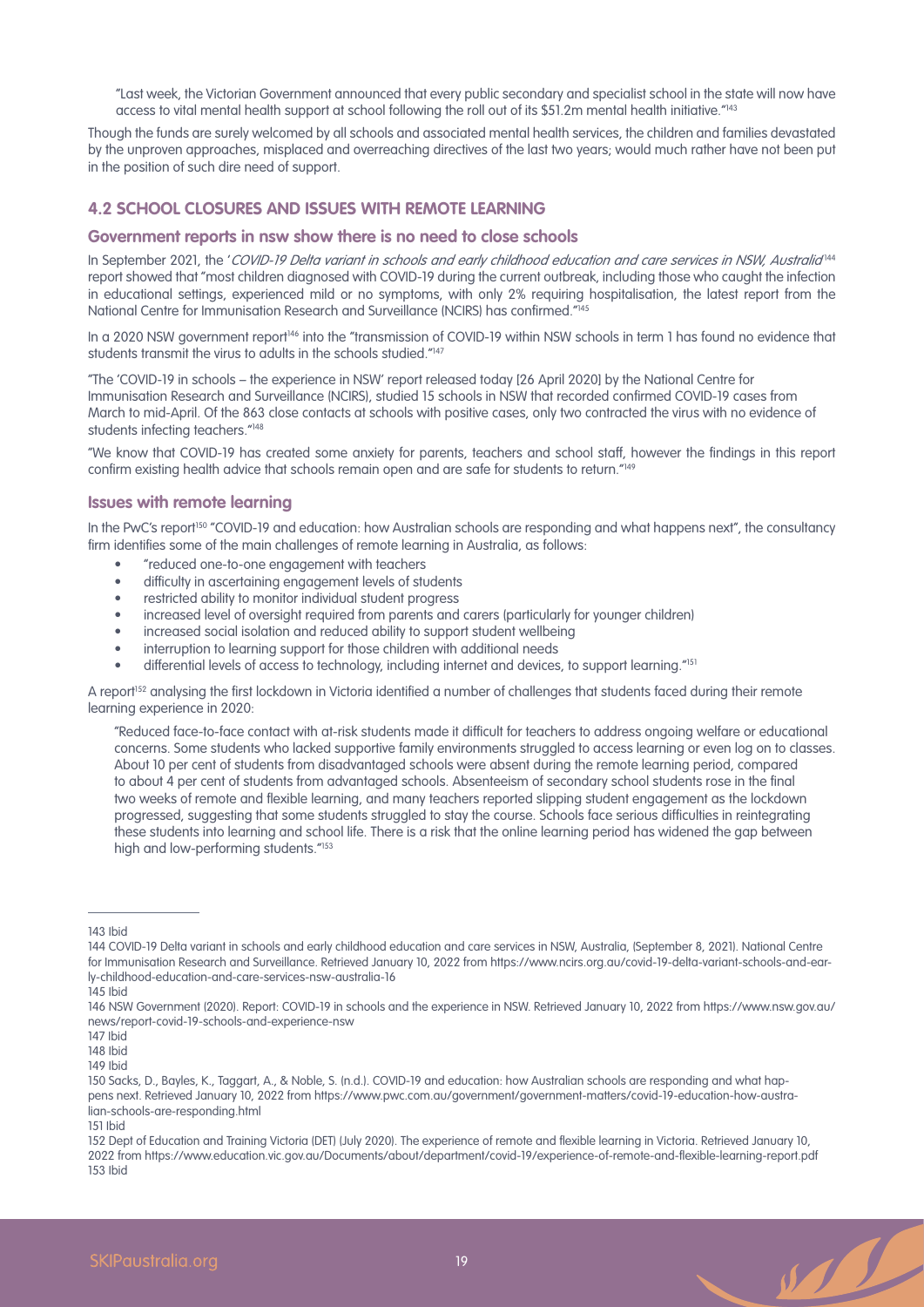"Last week, the Victorian Government announced that every public secondary and specialist school in the state will now have access to vital mental health support at school following the roll out of its $51.2m mental health initiative."[143]

Though the funds are surely welcomed by all schools and associated mental health services, the children and families devastated by the unproven approaches, misplaced and overreaching directives of the last two years; would much rather have not been put in the position of such dire need of support.

## 4.2 SCHOOL CLOSURES AND ISSUES WITH REMOTE LEARNING

### Government reports in nsw show there is no need to close schools

In September 2021, the '*COVID-19 Delta variant in schools and early childhood education and care services in NSW, Australia*'[144] report showed that "most children diagnosed with COVID-19 during the current outbreak, including those who caught the infection in educational settings, experienced mild or no symptoms, with only 2% requiring hospitalisation, the latest report from the National Centre for Immunisation Research and Surveillance (NCIRS) has confirmed."[145]

In a 2020 NSW government report[146] into the "transmission of COVID-19 within NSW schools in term 1 has found no evidence that students transmit the virus to adults in the schools studied."[147]

"The 'COVID-19 in schools – the experience in NSW' report released today [26 April 2020] by the National Centre for Immunisation Research and Surveillance (NCIRS), studied 15 schools in NSW that recorded confirmed COVID-19 cases from March to mid-April. Of the 863 close contacts at schools with positive cases, only two contracted the virus with no evidence of students infecting teachers."[148]

"We know that COVID-19 has created some anxiety for parents, teachers and school staff, however the findings in this report confirm existing health advice that schools remain open and are safe for students to return."[149]

### Issues with remote learning

In the PwC's report[150] "COVID-19 and education: how Australian schools are responding and what happens next", the consultancy firm identifies some of the main challenges of remote learning in Australia, as follows:

- "reduced one-to-one engagement with teachers
- difficulty in ascertaining engagement levels of students
- restricted ability to monitor individual student progress
- increased level of oversight required from parents and carers (particularly for younger children)
- increased social isolation and reduced ability to support student wellbeing
- interruption to learning support for those children with additional needs
- differential levels of access to technology, including internet and devices, to support learning."[151]

A report[152] analysing the first lockdown in Victoria identified a number of challenges that students faced during their remote learning experience in 2020:

"Reduced face-to-face contact with at-risk students made it difficult for teachers to address ongoing welfare or educational concerns. Some students who lacked supportive family environments struggled to access learning or even log on to classes. About 10 per cent of students from disadvantaged schools were absent during the remote learning period, compared to about 4 per cent of students from advantaged schools. Absenteeism of secondary school students rose in the final two weeks of remote and flexible learning, and many teachers reported slipping student engagement as the lockdown progressed, suggesting that some students struggled to stay the course. Schools face serious difficulties in reintegrating these students into learning and school life. There is a risk that the online learning period has widened the gap between high and low-performing students."[153]

---

143 Ibid

144 COVID-19 Delta variant in schools and early childhood education and care services in NSW, Australia, (September 8, 2021). National Centre for Immunisation Research and Surveillance. Retrieved January 10, 2022 from https://www.ncirs.org.au/covid-19-delta-variant-schools-and-early-childhood-education-and-care-services-nsw-australia-16

145 Ibid

146 NSW Government (2020). Report: COVID-19 in schools and the experience in NSW. Retrieved January 10, 2022 from https://www.nsw.gov.au/news/report-covid-19-schools-and-experience-nsw

147 Ibid

148 Ibid

149 Ibid

150 Sacks, D., Bayles, K., Taggart, A., & Noble, S. (n.d.). COVID-19 and education: how Australian schools are responding and what happens next. Retrieved January 10, 2022 from https://www.pwc.com.au/government/government-matters/covid-19-education-how-australian-schools-are-responding.html

151 Ibid

152 Dept of Education and Training Victoria (DET) (July 2020). The experience of remote and flexible learning in Victoria. Retrieved January 10, 2022 from https://www.education.vic.gov.au/Documents/about/department/covid-19/experience-of-remote-and-flexible-learning-report.pdf

153 Ibid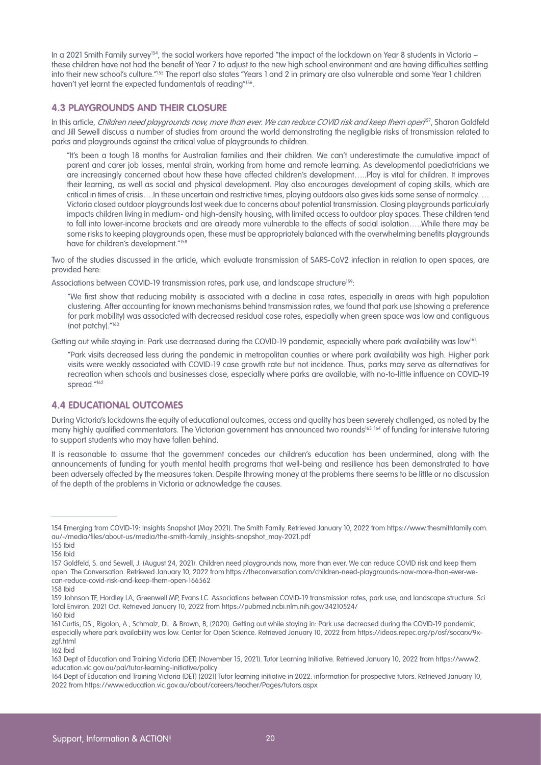In a 2021 Smith Family survey[154], the social workers have reported "the impact of the lockdown on Year 8 students in Victoria – these children have not had the benefit of Year 7 to adjust to the new high school environment and are having difficulties settling into their new school's culture."[155] The report also states "Years 1 and 2 in primary are also vulnerable and some Year 1 children haven't yet learnt the expected fundamentals of reading"[156].

### 4.3 PLAYGROUNDS AND THEIR CLOSURE

In this article, *Children need playgrounds now, more than ever. We can reduce COVID risk and keep them open*[157], Sharon Goldfeld and Jill Sewell discuss a number of studies from around the world demonstrating the negligible risks of transmission related to parks and playgrounds against the critical value of playgrounds to children.

> "It's been a tough 18 months for Australian families and their children. We can't underestimate the cumulative impact of parent and carer job losses, mental strain, working from home and remote learning. As developmental paediatricians we are increasingly concerned about how these have affected children's development…..Play is vital for children. It improves their learning, as well as social and physical development. Play also encourages development of coping skills, which are critical in times of crisis….In these uncertain and restrictive times, playing outdoors also gives kids some sense of normalcy. … Victoria closed outdoor playgrounds last week due to concerns about potential transmission. Closing playgrounds particularly impacts children living in medium- and high-density housing, with limited access to outdoor play spaces. These children tend to fall into lower-income brackets and are already more vulnerable to the effects of social isolation…..While there may be some risks to keeping playgrounds open, these must be appropriately balanced with the overwhelming benefits playgrounds have for children's development."[158]

Two of the studies discussed in the article, which evaluate transmission of SARS-CoV2 infection in relation to open spaces, are provided here:

Associations between COVID-19 transmission rates, park use, and landscape structure[159]:

> "We first show that reducing mobility is associated with a decline in case rates, especially in areas with high population clustering. After accounting for known mechanisms behind transmission rates, we found that park use (showing a preference for park mobility) was associated with decreased residual case rates, especially when green space was low and contiguous (not patchy)."[160]

Getting out while staying in: Park use decreased during the COVID-19 pandemic, especially where park availability was low[161]:

> "Park visits decreased less during the pandemic in metropolitan counties or where park availability was high. Higher park visits were weakly associated with COVID-19 case growth rate but not incidence. Thus, parks may serve as alternatives for recreation when schools and businesses close, especially where parks are available, with no-to-little influence on COVID-19 spread."[162]

### 4.4 EDUCATIONAL OUTCOMES

During Victoria's lockdowns the equity of educational outcomes, access and quality has been severely challenged, as noted by the many highly qualified commentators. The Victorian government has announced two rounds[163] [164] of funding for intensive tutoring to support students who may have fallen behind.

It is reasonable to assume that the government concedes our children's education has been undermined, along with the announcements of funding for youth mental health programs that well-being and resilience has been demonstrated to have been adversely affected by the measures taken. Despite throwing money at the problems there seems to be little or no discussion of the depth of the problems in Victoria or acknowledge the causes.

---

154 Emerging from COVID-19: Insights Snapshot (May 2021). The Smith Family. Retrieved January 10, 2022 from https://www.thesmithfamily.com.au/-/media/files/about-us/media/the-smith-family_insights-snapshot_may-2021.pdf

155 Ibid

156 Ibid

157 Goldfeld, S. and Sewell, J. (August 24, 2021). Children need playgrounds now, more than ever. We can reduce COVID risk and keep them open. The Conversation. Retrieved January 10, 2022 from https://theconversation.com/children-need-playgrounds-now-more-than-ever-we-can-reduce-covid-risk-and-keep-them-open-166562

158 Ibid

159 Johnson TF, Hordley LA, Greenwell MP, Evans LC. Associations between COVID-19 transmission rates, park use, and landscape structure. Sci Total Environ. 2021 Oct. Retrieved January 10, 2022 from https://pubmed.ncbi.nlm.nih.gov/34210524/

160 Ibid

161 Curtis, DS., Rigolon, A., Schmalz, DL. & Brown, B, (2020). Getting out while staying in: Park use decreased during the COVID-19 pandemic, especially where park availability was low. Center for Open Science. Retrieved January 10, 2022 from https://ideas.repec.org/p/osf/socarx/9x-zgf.html

162 Ibid

163 Dept of Education and Training Victoria (DET) (November 15, 2021). Tutor Learning Initiative. Retrieved January 10, 2022 from https://www2.education.vic.gov.au/pal/tutor-learning-initiative/policy

164 Dept of Education and Training Victoria (DET) (2021) Tutor learning initiative in 2022: information for prospective tutors. Retrieved January 10, 2022 from https://www.education.vic.gov.au/about/careers/teacher/Pages/tutors.aspx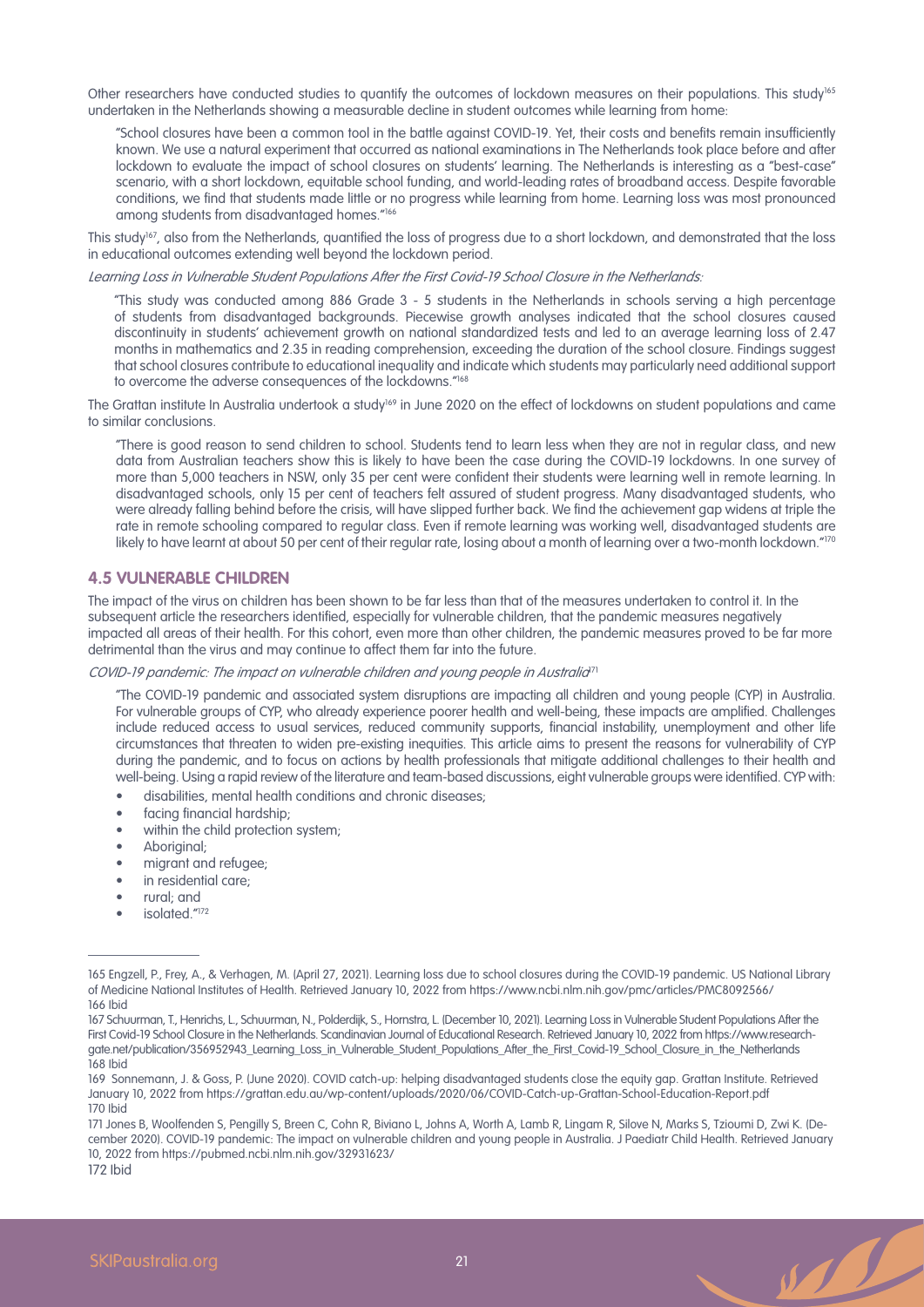Other researchers have conducted studies to quantify the outcomes of lockdown measures on their populations. This study[165] undertaken in the Netherlands showing a measurable decline in student outcomes while learning from home:

> "School closures have been a common tool in the battle against COVID-19. Yet, their costs and benefits remain insufficiently known. We use a natural experiment that occurred as national examinations in The Netherlands took place before and after lockdown to evaluate the impact of school closures on students' learning. The Netherlands is interesting as a "best-case" scenario, with a short lockdown, equitable school funding, and world-leading rates of broadband access. Despite favorable conditions, we find that students made little or no progress while learning from home. Learning loss was most pronounced among students from disadvantaged homes."[166]

This study[167], also from the Netherlands, quantified the loss of progress due to a short lockdown, and demonstrated that the loss in educational outcomes extending well beyond the lockdown period.

*Learning Loss in Vulnerable Student Populations After the First Covid-19 School Closure in the Netherlands:*

> "This study was conducted among 886 Grade 3 - 5 students in the Netherlands in schools serving a high percentage of students from disadvantaged backgrounds. Piecewise growth analyses indicated that the school closures caused discontinuity in students' achievement growth on national standardized tests and led to an average learning loss of 2.47 months in mathematics and 2.35 in reading comprehension, exceeding the duration of the school closure. Findings suggest that school closures contribute to educational inequality and indicate which students may particularly need additional support to overcome the adverse consequences of the lockdowns."[168]

The Grattan institute In Australia undertook a study[169] in June 2020 on the effect of lockdowns on student populations and came to similar conclusions.

> "There is good reason to send children to school. Students tend to learn less when they are not in regular class, and new data from Australian teachers show this is likely to have been the case during the COVID-19 lockdowns. In one survey of more than 5,000 teachers in NSW, only 35 per cent were confident their students were learning well in remote learning. In disadvantaged schools, only 15 per cent of teachers felt assured of student progress. Many disadvantaged students, who were already falling behind before the crisis, will have slipped further back. We find the achievement gap widens at triple the rate in remote schooling compared to regular class. Even if remote learning was working well, disadvantaged students are likely to have learnt at about 50 per cent of their regular rate, losing about a month of learning over a two-month lockdown."[170]

## 4.5 VULNERABLE CHILDREN

The impact of the virus on children has been shown to be far less than that of the measures undertaken to control it. In the subsequent article the researchers identified, especially for vulnerable children, that the pandemic measures negatively impacted all areas of their health. For this cohort, even more than other children, the pandemic measures proved to be far more detrimental than the virus and may continue to affect them far into the future.

*COVID-19 pandemic: The impact on vulnerable children and young people in Australia*[171]

> "The COVID-19 pandemic and associated system disruptions are impacting all children and young people (CYP) in Australia. For vulnerable groups of CYP, who already experience poorer health and well-being, these impacts are amplified. Challenges include reduced access to usual services, reduced community supports, financial instability, unemployment and other life circumstances that threaten to widen pre-existing inequities. This article aims to present the reasons for vulnerability of CYP during the pandemic, and to focus on actions by health professionals that mitigate additional challenges to their health and well-being. Using a rapid review of the literature and team-based discussions, eight vulnerable groups were identified. CYP with:
>
> - disabilities, mental health conditions and chronic diseases;
> - facing financial hardship;
> - within the child protection system;
> - Aboriginal;
> - migrant and refugee;
> - in residential care;
> - rural; and
> - isolated."[172]

---

165 Engzell, P., Frey, A., & Verhagen, M. (April 27, 2021). Learning loss due to school closures during the COVID-19 pandemic. US National Library of Medicine National Institutes of Health. Retrieved January 10, 2022 from https://www.ncbi.nlm.nih.gov/pmc/articles/PMC8092566/

166 Ibid

167 Schuurman, T., Henrichs, L., Schuurman, N., Polderdijk, S., Hornstra, L. (December 10, 2021). Learning Loss in Vulnerable Student Populations After the First Covid-19 School Closure in the Netherlands. Scandinavian Journal of Educational Research. Retrieved January 10, 2022 from https://www.researchgate.net/publication/356952943_Learning_Loss_in_Vulnerable_Student_Populations_After_the_First_Covid-19_School_Closure_in_the_Netherlands

168 Ibid

169 Sonnemann, J. & Goss, P. (June 2020). COVID catch-up: helping disadvantaged students close the equity gap. Grattan Institute. Retrieved January 10, 2022 from https://grattan.edu.au/wp-content/uploads/2020/06/COVID-Catch-up-Grattan-School-Education-Report.pdf

170 Ibid

171 Jones B, Woolfenden S, Pengilly S, Breen C, Cohn R, Biviano L, Johns A, Worth A, Lamb R, Lingam R, Silove N, Marks S, Tzioumi D, Zwi K. (December 2020). COVID-19 pandemic: The impact on vulnerable children and young people in Australia. J Paediatr Child Health. Retrieved January 10, 2022 from https://pubmed.ncbi.nlm.nih.gov/32931623/

172 Ibid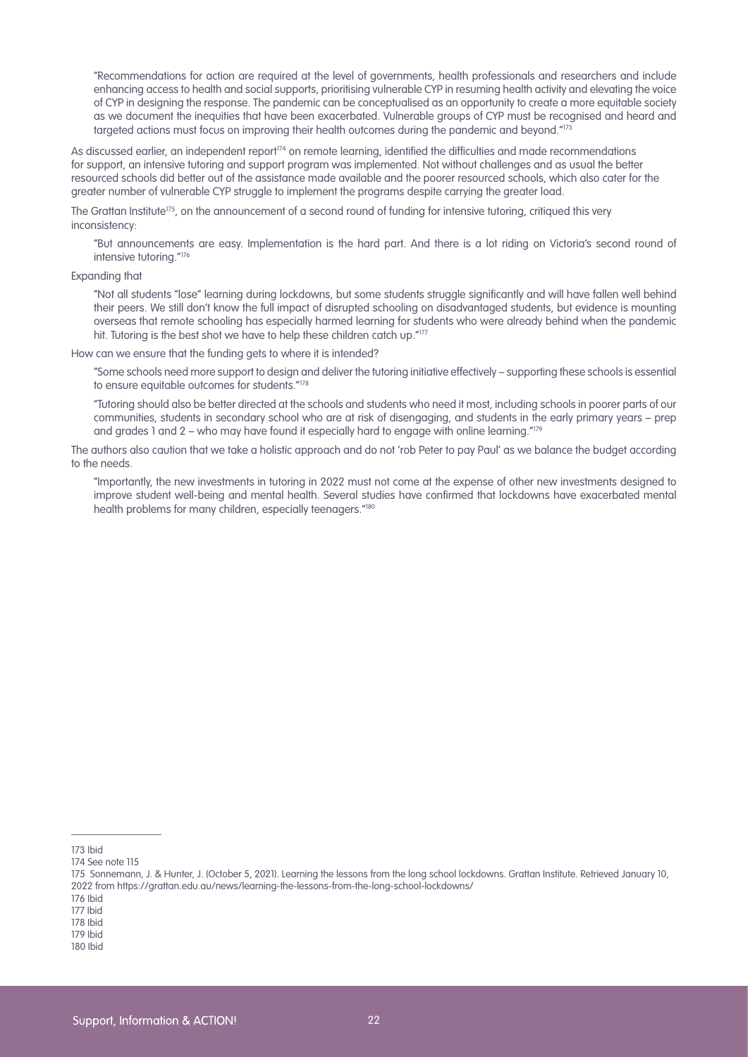> "Recommendations for action are required at the level of governments, health professionals and researchers and include enhancing access to health and social supports, prioritising vulnerable CYP in resuming health activity and elevating the voice of CYP in designing the response. The pandemic can be conceptualised as an opportunity to create a more equitable society as we document the inequities that have been exacerbated. Vulnerable groups of CYP must be recognised and heard and targeted actions must focus on improving their health outcomes during the pandemic and beyond."[173]

As discussed earlier, an independent report[174] on remote learning, identified the difficulties and made recommendations for support, an intensive tutoring and support program was implemented. Not without challenges and as usual the better resourced schools did better out of the assistance made available and the poorer resourced schools, which also cater for the greater number of vulnerable CYP struggle to implement the programs despite carrying the greater load.

The Grattan Institute[175], on the announcement of a second round of funding for intensive tutoring, critiqued this very inconsistency:

> "But announcements are easy. Implementation is the hard part. And there is a lot riding on Victoria's second round of intensive tutoring."[176]

Expanding that

> "Not all students "lose" learning during lockdowns, but some students struggle significantly and will have fallen well behind their peers. We still don't know the full impact of disrupted schooling on disadvantaged students, but evidence is mounting overseas that remote schooling has especially harmed learning for students who were already behind when the pandemic hit. Tutoring is the best shot we have to help these children catch up."[177]

How can we ensure that the funding gets to where it is intended?

> "Some schools need more support to design and deliver the tutoring initiative effectively – supporting these schools is essential to ensure equitable outcomes for students."[178]

> "Tutoring should also be better directed at the schools and students who need it most, including schools in poorer parts of our communities, students in secondary school who are at risk of disengaging, and students in the early primary years – prep and grades 1 and 2 – who may have found it especially hard to engage with online learning."[179]

The authors also caution that we take a holistic approach and do not 'rob Peter to pay Paul' as we balance the budget according to the needs.

> "Importantly, the new investments in tutoring in 2022 must not come at the expense of other new investments designed to improve student well-being and mental health. Several studies have confirmed that lockdowns have exacerbated mental health problems for many children, especially teenagers."[180]

---

173 Ibid

174 See note 115

175 Sonnemann, J. & Hunter, J. (October 5, 2021). Learning the lessons from the long school lockdowns. Grattan Institute. Retrieved January 10, 2022 from https://grattan.edu.au/news/learning-the-lessons-from-the-long-school-lockdowns/

176 Ibid

177 Ibid

178 Ibid

179 Ibid

180 Ibid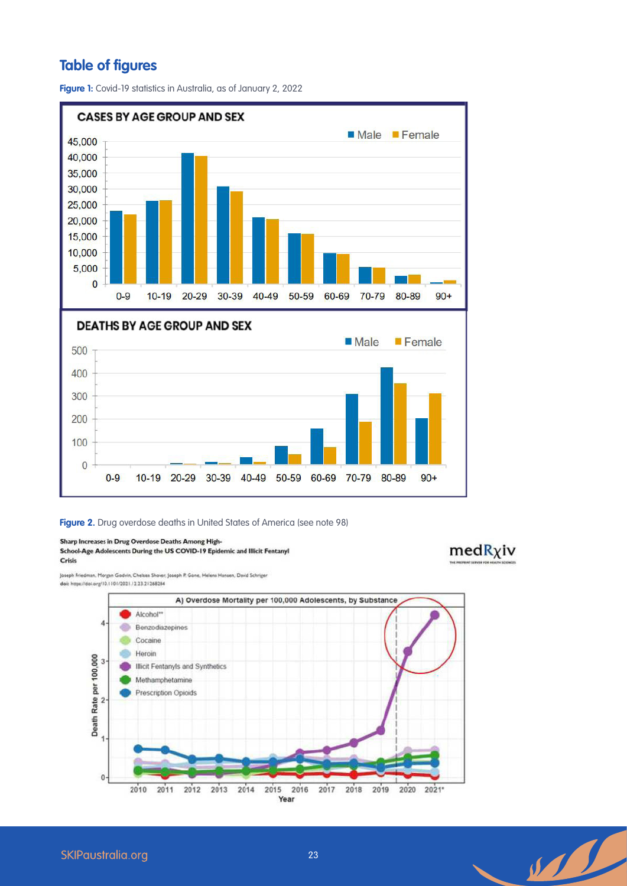## Table of figures

**Figure 1:** Covid-19 statistics in Australia, as of January 2, 2022

**CASES BY AGE GROUP AND SEX**

**DEATHS BY AGE GROUP AND SEX**

**Figure 2.** Drug overdose deaths in United States of America (see note 98)

**Sharp Increases in Drug Overdose Deaths Among High-School-Age Adolescents During the US COVID-19 Epidemic and Illicit Fentanyl Crisis**

Joseph Friedman, Morgan Godvin, Chelsea Shover, Joseph P. Gone, Helena Hansen, David Schriger
**doi:** https://doi.org/10.1101/2021.12.23.21268284

A) Overdose Mortality per 100,000 Adolescents, by Substance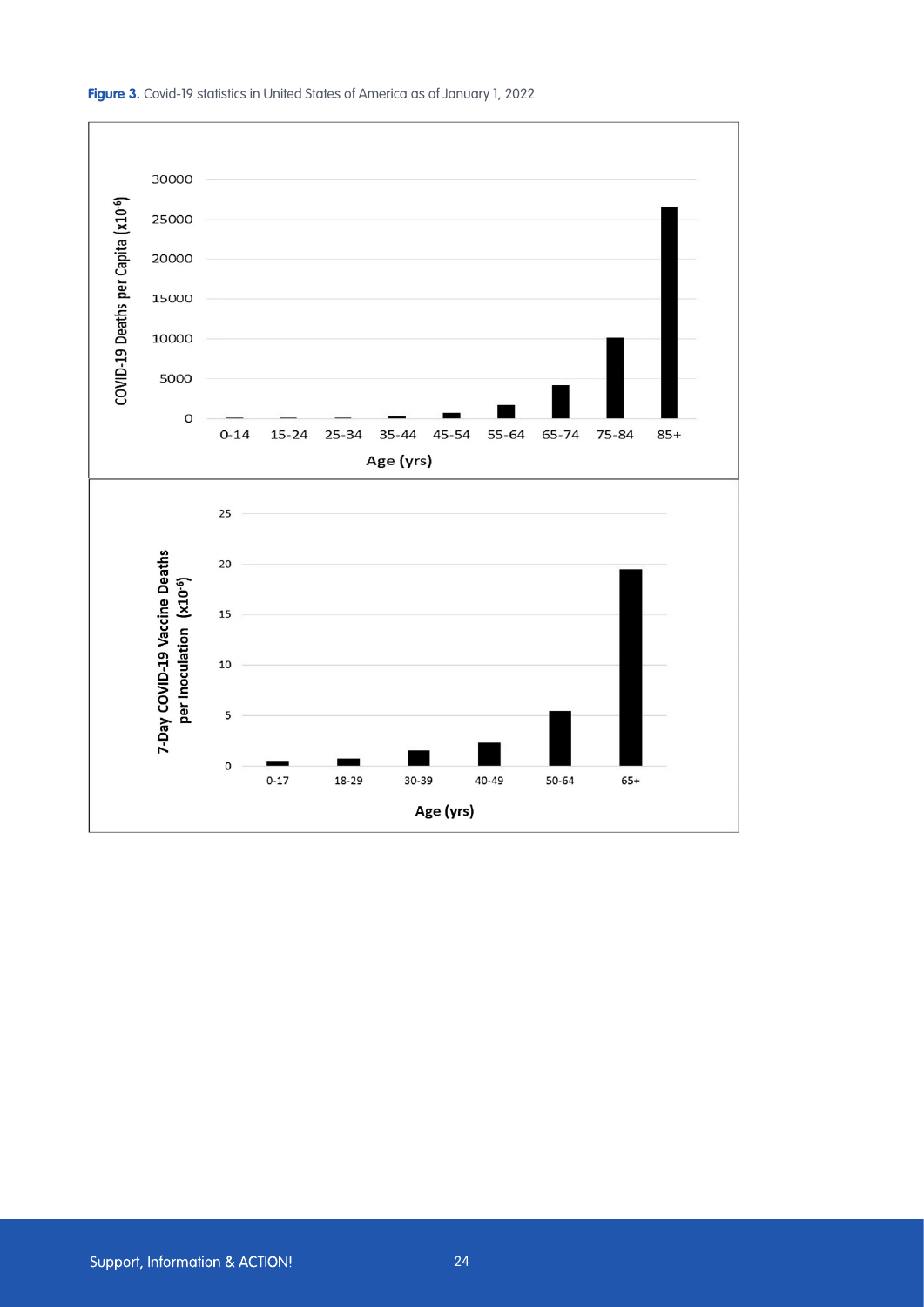**Figure 3.** Covid-19 statistics in United States of America as of January 1, 2022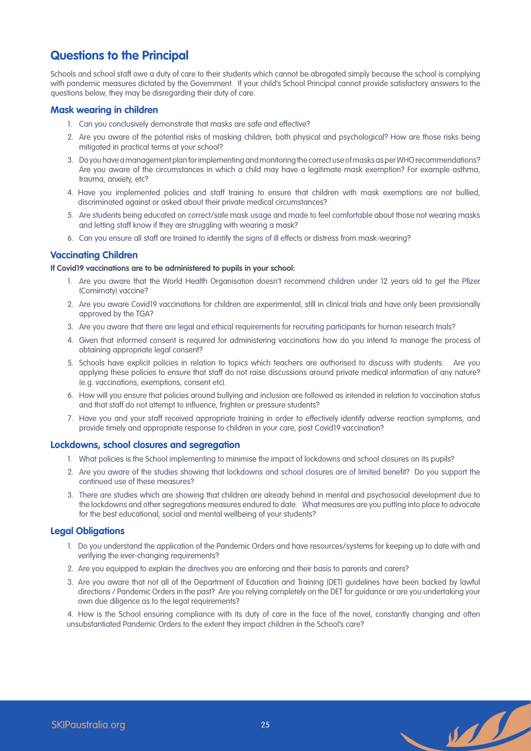## Questions to the Principal

Schools and school staff owe a duty of care to their students which cannot be abrogated simply because the school is complying with pandemic measures dictated by the Government. If your child's School Principal cannot provide satisfactory answers to the questions below, they may be disregarding their duty of care.

### Mask wearing in children

1. Can you conclusively demonstrate that masks are safe and effective?
2. Are you aware of the potential risks of masking children, both physical and psychological? How are those risks being mitigated in practical terms at your school?
3. Do you have a management plan for implementing and monitoring the correct use of masks as per WHO recommendations? Are you aware of the circumstances in which a child may have a legitimate mask exemption? For example asthma, trauma, anxiety, etc?
4. Have you implemented policies and staff training to ensure that children with mask exemptions are not bullied, discriminated against or asked about their private medical circumstances?
5. Are students being educated on correct/safe mask usage and made to feel comfortable about those not wearing masks and letting staff know if they are struggling with wearing a mask?
6. Can you ensure all staff are trained to identify the signs of ill effects or distress from mask-wearing?

### Vaccinating Children

**If Covid19 vaccinations are to be administered to pupils in your school:**

1. Are you aware that the World Health Organisation doesn't recommend children under 12 years old to get the Pfizer (Comirnaty) vaccine?
2. Are you aware Covid19 vaccinations for children are experimental, still in clinical trials and have only been provisionally approved by the TGA?
3. Are you aware that there are legal and ethical requirements for recruiting participants for human research trials?
4. Given that informed consent is required for administering vaccinations how do you intend to manage the process of obtaining appropriate legal consent?
5. Schools have explicit policies in relation to topics which teachers are authorised to discuss with students. Are you applying these policies to ensure that staff do not raise discussions around private medical information of any nature? (e.g. vaccinations, exemptions, consent etc).
6. How will you ensure that policies around bullying and inclusion are followed as intended in relation to vaccination status and that staff do not attempt to influence, frighten or pressure students?
7. Have you and your staff received appropriate training in order to effectively identify adverse reaction symptoms, and provide timely and appropriate response to children in your care, post Covid19 vaccination?

### Lockdowns, school closures and segregation

1. What policies is the School implementing to minimise the impact of lockdowns and school closures on its pupils?
2. Are you aware of the studies showing that lockdowns and school closures are of limited benefit? Do you support the continued use of these measures?
3. There are studies which are showing that children are already behind in mental and psychosocial development due to the lockdowns and other segregations measures endured to date. What measures are you putting into place to advocate for the best educational, social and mental wellbeing of your students?

### Legal Obligations

1. Do you understand the application of the Pandemic Orders and have resources/systems for keeping up to date with and verifying the ever-changing requirements?
2. Are you equipped to explain the directives you are enforcing and their basis to parents and carers?
3. Are you aware that not all of the Department of Education and Training (DET) guidelines have been backed by lawful directions / Pandemic Orders in the past? Are you relying completely on the DET for guidance or are you undertaking your own due diligence as to the legal requirements?
4. How is the School ensuring compliance with its duty of care in the face of the novel, constantly changing and often unsubstantiated Pandemic Orders to the extent they impact children in the School's care?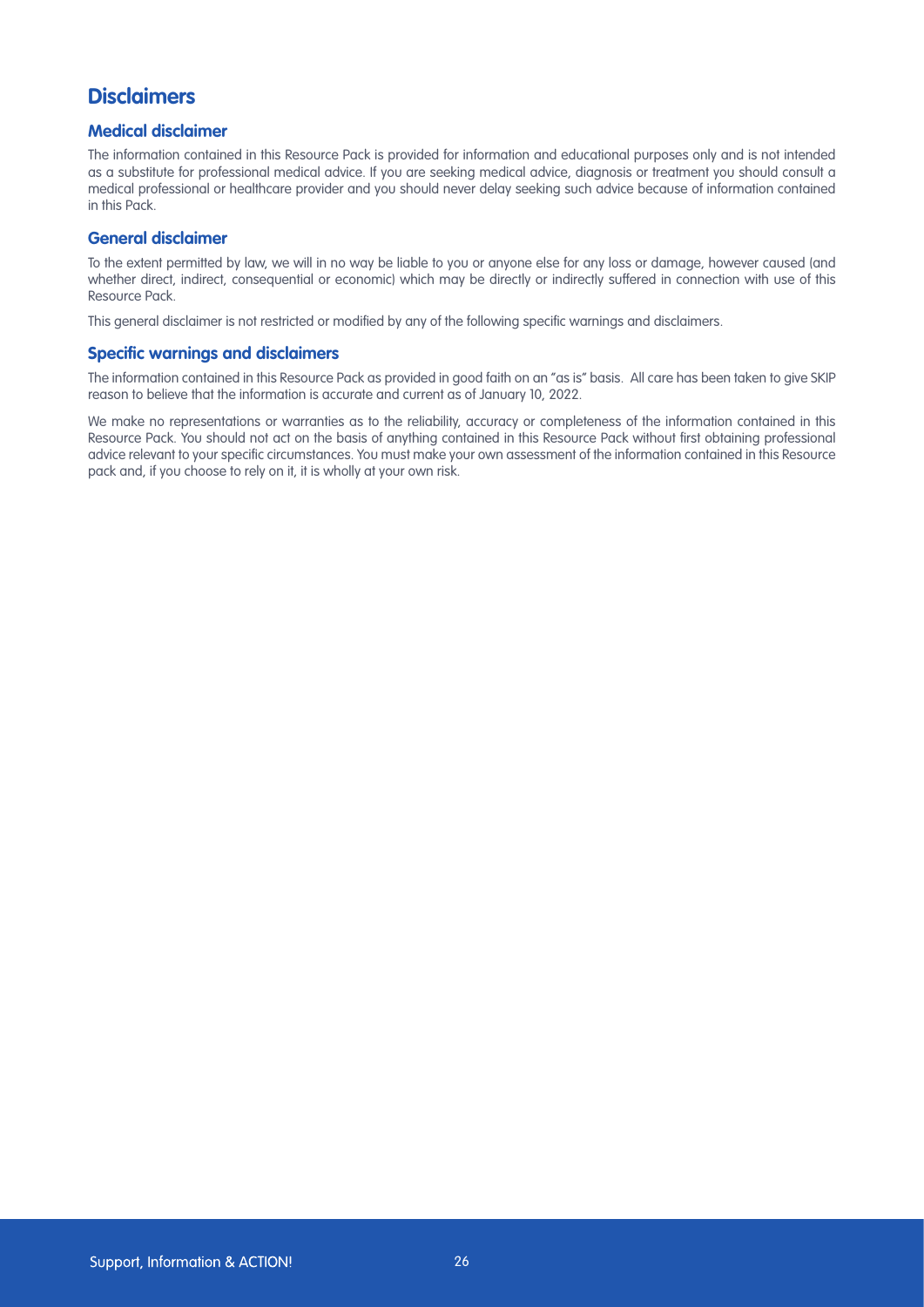## Disclaimers

### Medical disclaimer

The information contained in this Resource Pack is provided for information and educational purposes only and is not intended as a substitute for professional medical advice. If you are seeking medical advice, diagnosis or treatment you should consult a medical professional or healthcare provider and you should never delay seeking such advice because of information contained in this Pack.

### General disclaimer

To the extent permitted by law, we will in no way be liable to you or anyone else for any loss or damage, however caused (and whether direct, indirect, consequential or economic) which may be directly or indirectly suffered in connection with use of this Resource Pack.

This general disclaimer is not restricted or modified by any of the following specific warnings and disclaimers.

### Specific warnings and disclaimers

The information contained in this Resource Pack as provided in good faith on an "as is" basis. All care has been taken to give SKIP reason to believe that the information is accurate and current as of January 10, 2022.

We make no representations or warranties as to the reliability, accuracy or completeness of the information contained in this Resource Pack. You should not act on the basis of anything contained in this Resource Pack without first obtaining professional advice relevant to your specific circumstances. You must make your own assessment of the information contained in this Resource pack and, if you choose to rely on it, it is wholly at your own risk.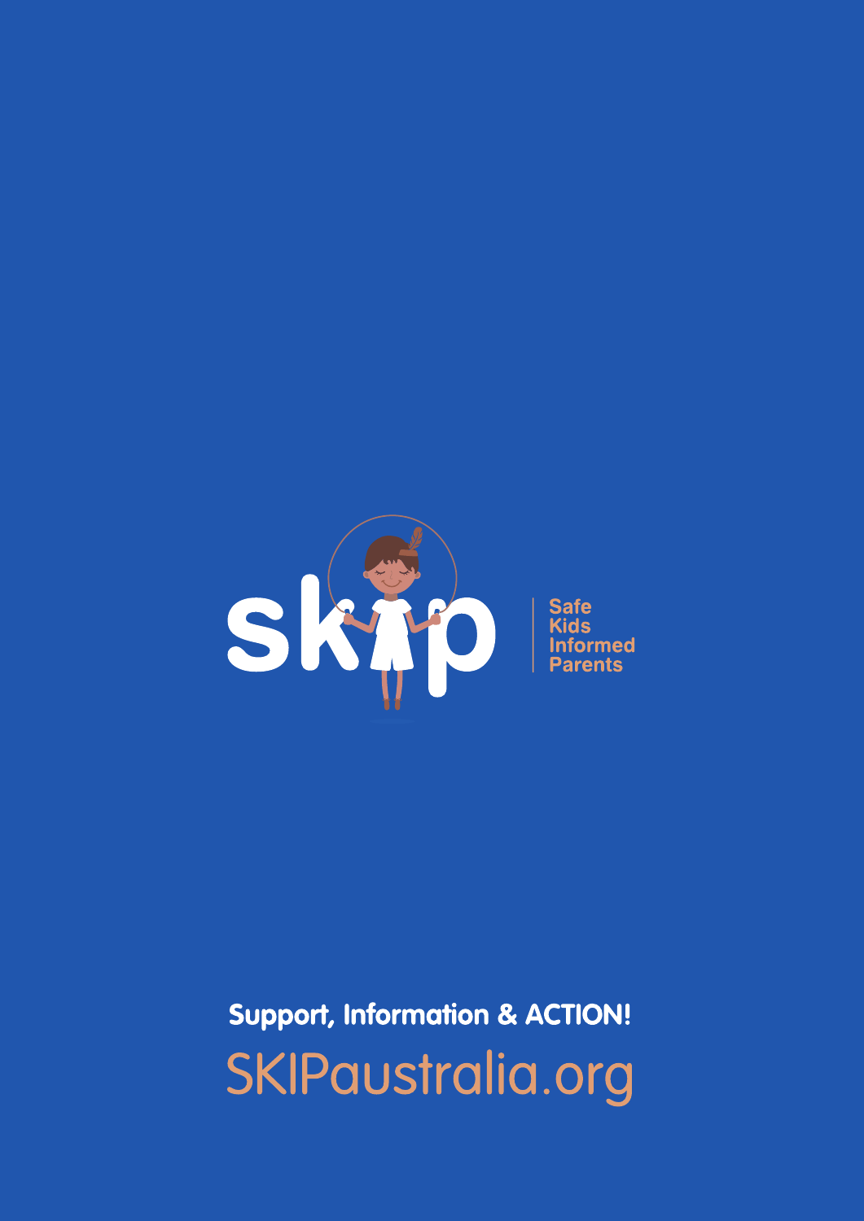skip

Safe
Kids
Informed
Parents

**Support, Information & ACTION!**

SKIPaustralia.org